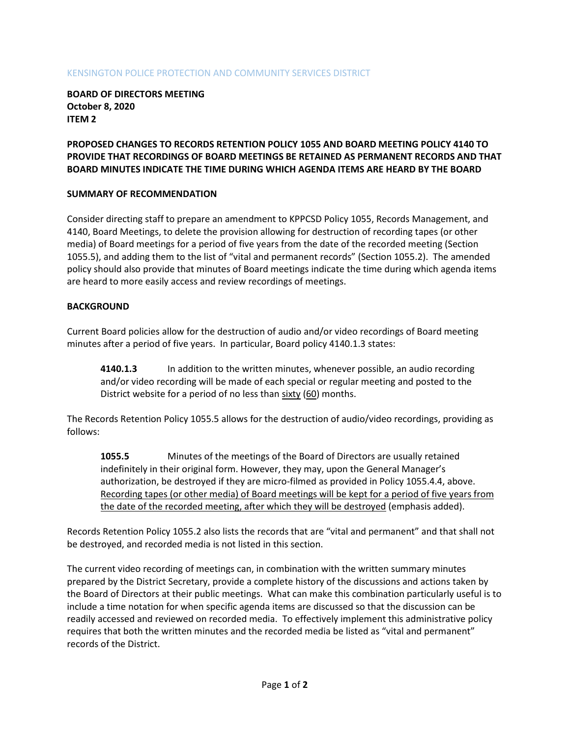KENSINGTON POLICE PROTECTION AND COMMUNITY SERVICES DISTRICT

**BOARD OF DIRECTORS MEETING**
**October 8, 2020**
**ITEM 2**

## PROPOSED CHANGES TO RECORDS RETENTION POLICY 1055 AND BOARD MEETING POLICY 4140 TO PROVIDE THAT RECORDINGS OF BOARD MEETINGS BE RETAINED AS PERMANENT RECORDS AND THAT BOARD MINUTES INDICATE THE TIME DURING WHICH AGENDA ITEMS ARE HEARD BY THE BOARD

### SUMMARY OF RECOMMENDATION

Consider directing staff to prepare an amendment to KPPCSD Policy 1055, Records Management, and 4140, Board Meetings, to delete the provision allowing for destruction of recording tapes (or other media) of Board meetings for a period of five years from the date of the recorded meeting (Section 1055.5), and adding them to the list of "vital and permanent records" (Section 1055.2). The amended policy should also provide that minutes of Board meetings indicate the time during which agenda items are heard to more easily access and review recordings of meetings.

### BACKGROUND

Current Board policies allow for the destruction of audio and/or video recordings of Board meeting minutes after a period of five years. In particular, Board policy 4140.1.3 states:

> **4140.1.3** In addition to the written minutes, whenever possible, an audio recording and/or video recording will be made of each special or regular meeting and posted to the District website for a period of no less than <u>sixty</u> (<u>60</u>) months.

The Records Retention Policy 1055.5 allows for the destruction of audio/video recordings, providing as follows:

> **1055.5** Minutes of the meetings of the Board of Directors are usually retained indefinitely in their original form. However, they may, upon the General Manager's authorization, be destroyed if they are micro-filmed as provided in Policy 1055.4.4, above. <u>Recording tapes (or other media) of Board meetings will be kept for a period of five years from the date of the recorded meeting, after which they will be destroyed</u> (emphasis added).

Records Retention Policy 1055.2 also lists the records that are "vital and permanent" and that shall not be destroyed, and recorded media is not listed in this section.

The current video recording of meetings can, in combination with the written summary minutes prepared by the District Secretary, provide a complete history of the discussions and actions taken by the Board of Directors at their public meetings. What can make this combination particularly useful is to include a time notation for when specific agenda items are discussed so that the discussion can be readily accessed and reviewed on recorded media. To effectively implement this administrative policy requires that both the written minutes and the recorded media be listed as "vital and permanent" records of the District.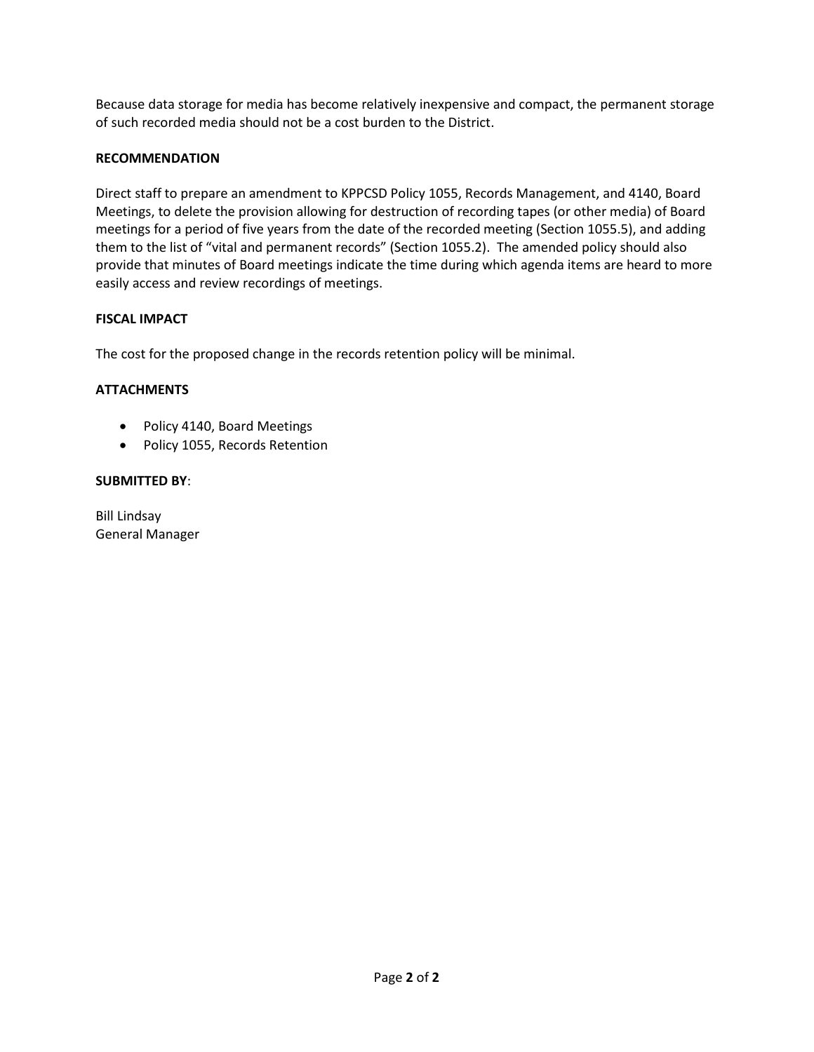Because data storage for media has become relatively inexpensive and compact, the permanent storage of such recorded media should not be a cost burden to the District.

**RECOMMENDATION**

Direct staff to prepare an amendment to KPPCSD Policy 1055, Records Management, and 4140, Board Meetings, to delete the provision allowing for destruction of recording tapes (or other media) of Board meetings for a period of five years from the date of the recorded meeting (Section 1055.5), and adding them to the list of "vital and permanent records" (Section 1055.2). The amended policy should also provide that minutes of Board meetings indicate the time during which agenda items are heard to more easily access and review recordings of meetings.

**FISCAL IMPACT**

The cost for the proposed change in the records retention policy will be minimal.

**ATTACHMENTS**

- Policy 4140, Board Meetings
- Policy 1055, Records Retention

**SUBMITTED BY**:

Bill Lindsay
General Manager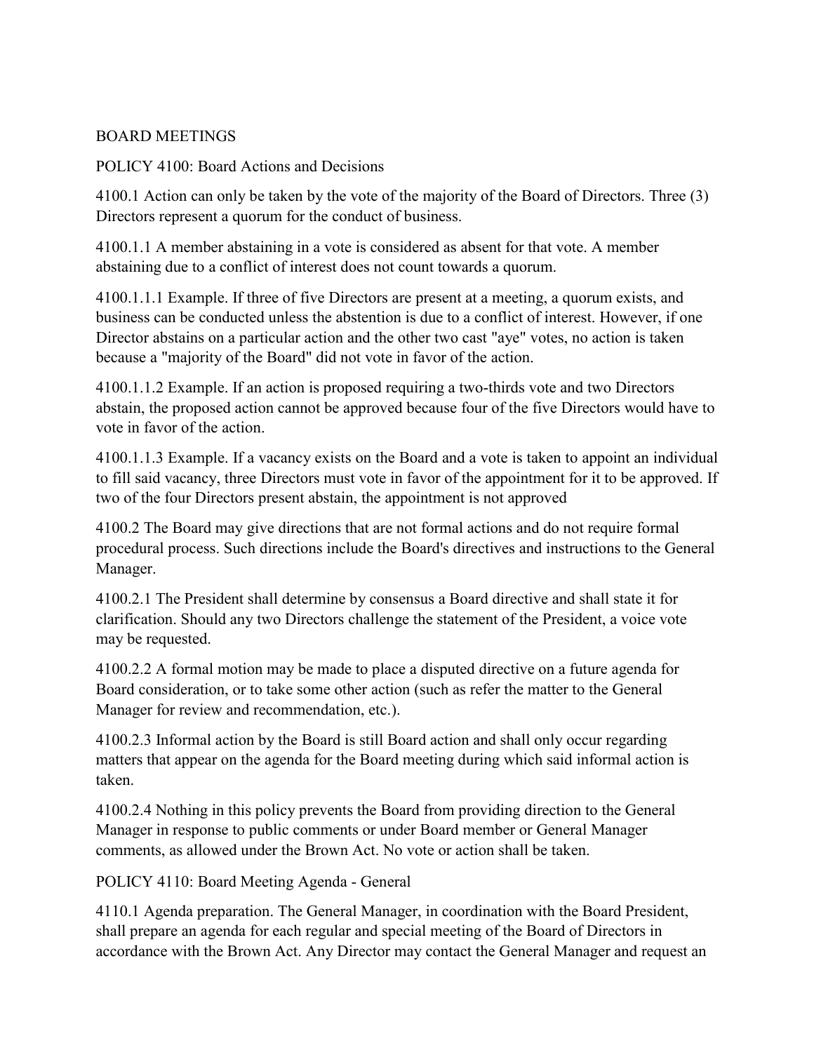## BOARD MEETINGS

### POLICY 4100: Board Actions and Decisions

4100.1 Action can only be taken by the vote of the majority of the Board of Directors. Three (3) Directors represent a quorum for the conduct of business.

4100.1.1 A member abstaining in a vote is considered as absent for that vote. A member abstaining due to a conflict of interest does not count towards a quorum.

4100.1.1.1 Example. If three of five Directors are present at a meeting, a quorum exists, and business can be conducted unless the abstention is due to a conflict of interest. However, if one Director abstains on a particular action and the other two cast "aye" votes, no action is taken because a "majority of the Board" did not vote in favor of the action.

4100.1.1.2 Example. If an action is proposed requiring a two-thirds vote and two Directors abstain, the proposed action cannot be approved because four of the five Directors would have to vote in favor of the action.

4100.1.1.3 Example. If a vacancy exists on the Board and a vote is taken to appoint an individual to fill said vacancy, three Directors must vote in favor of the appointment for it to be approved. If two of the four Directors present abstain, the appointment is not approved

4100.2 The Board may give directions that are not formal actions and do not require formal procedural process. Such directions include the Board's directives and instructions to the General Manager.

4100.2.1 The President shall determine by consensus a Board directive and shall state it for clarification. Should any two Directors challenge the statement of the President, a voice vote may be requested.

4100.2.2 A formal motion may be made to place a disputed directive on a future agenda for Board consideration, or to take some other action (such as refer the matter to the General Manager for review and recommendation, etc.).

4100.2.3 Informal action by the Board is still Board action and shall only occur regarding matters that appear on the agenda for the Board meeting during which said informal action is taken.

4100.2.4 Nothing in this policy prevents the Board from providing direction to the General Manager in response to public comments or under Board member or General Manager comments, as allowed under the Brown Act. No vote or action shall be taken.

### POLICY 4110: Board Meeting Agenda - General

4110.1 Agenda preparation. The General Manager, in coordination with the Board President, shall prepare an agenda for each regular and special meeting of the Board of Directors in accordance with the Brown Act. Any Director may contact the General Manager and request an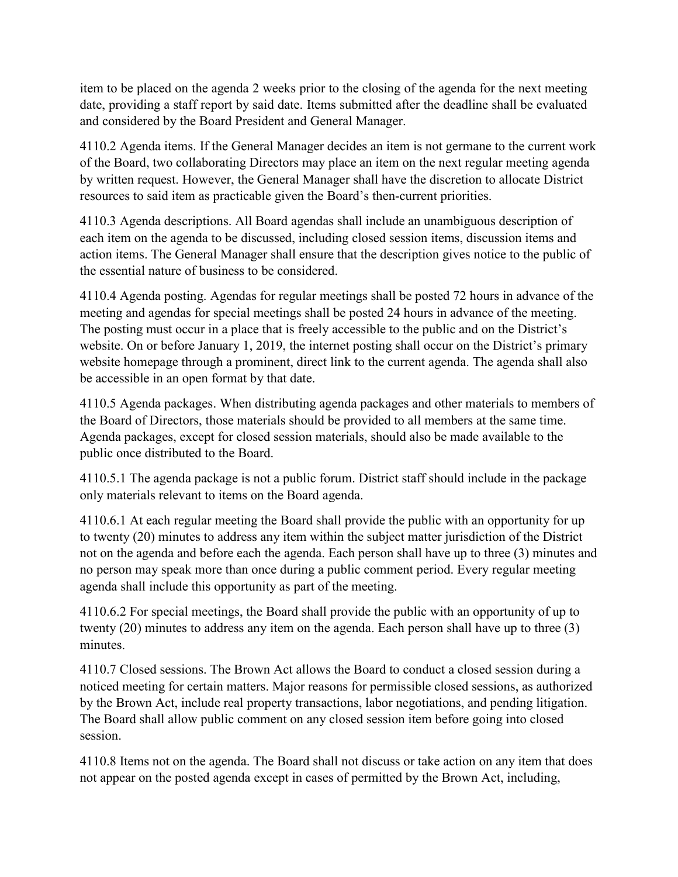item to be placed on the agenda 2 weeks prior to the closing of the agenda for the next meeting date, providing a staff report by said date. Items submitted after the deadline shall be evaluated and considered by the Board President and General Manager.

4110.2 Agenda items. If the General Manager decides an item is not germane to the current work of the Board, two collaborating Directors may place an item on the next regular meeting agenda by written request. However, the General Manager shall have the discretion to allocate District resources to said item as practicable given the Board's then-current priorities.

4110.3 Agenda descriptions. All Board agendas shall include an unambiguous description of each item on the agenda to be discussed, including closed session items, discussion items and action items. The General Manager shall ensure that the description gives notice to the public of the essential nature of business to be considered.

4110.4 Agenda posting. Agendas for regular meetings shall be posted 72 hours in advance of the meeting and agendas for special meetings shall be posted 24 hours in advance of the meeting. The posting must occur in a place that is freely accessible to the public and on the District's website. On or before January 1, 2019, the internet posting shall occur on the District's primary website homepage through a prominent, direct link to the current agenda. The agenda shall also be accessible in an open format by that date.

4110.5 Agenda packages. When distributing agenda packages and other materials to members of the Board of Directors, those materials should be provided to all members at the same time. Agenda packages, except for closed session materials, should also be made available to the public once distributed to the Board.

4110.5.1 The agenda package is not a public forum. District staff should include in the package only materials relevant to items on the Board agenda.

4110.6.1 At each regular meeting the Board shall provide the public with an opportunity for up to twenty (20) minutes to address any item within the subject matter jurisdiction of the District not on the agenda and before each the agenda. Each person shall have up to three (3) minutes and no person may speak more than once during a public comment period. Every regular meeting agenda shall include this opportunity as part of the meeting.

4110.6.2 For special meetings, the Board shall provide the public with an opportunity of up to twenty (20) minutes to address any item on the agenda. Each person shall have up to three (3) minutes.

4110.7 Closed sessions. The Brown Act allows the Board to conduct a closed session during a noticed meeting for certain matters. Major reasons for permissible closed sessions, as authorized by the Brown Act, include real property transactions, labor negotiations, and pending litigation. The Board shall allow public comment on any closed session item before going into closed session.

4110.8 Items not on the agenda. The Board shall not discuss or take action on any item that does not appear on the posted agenda except in cases of permitted by the Brown Act, including,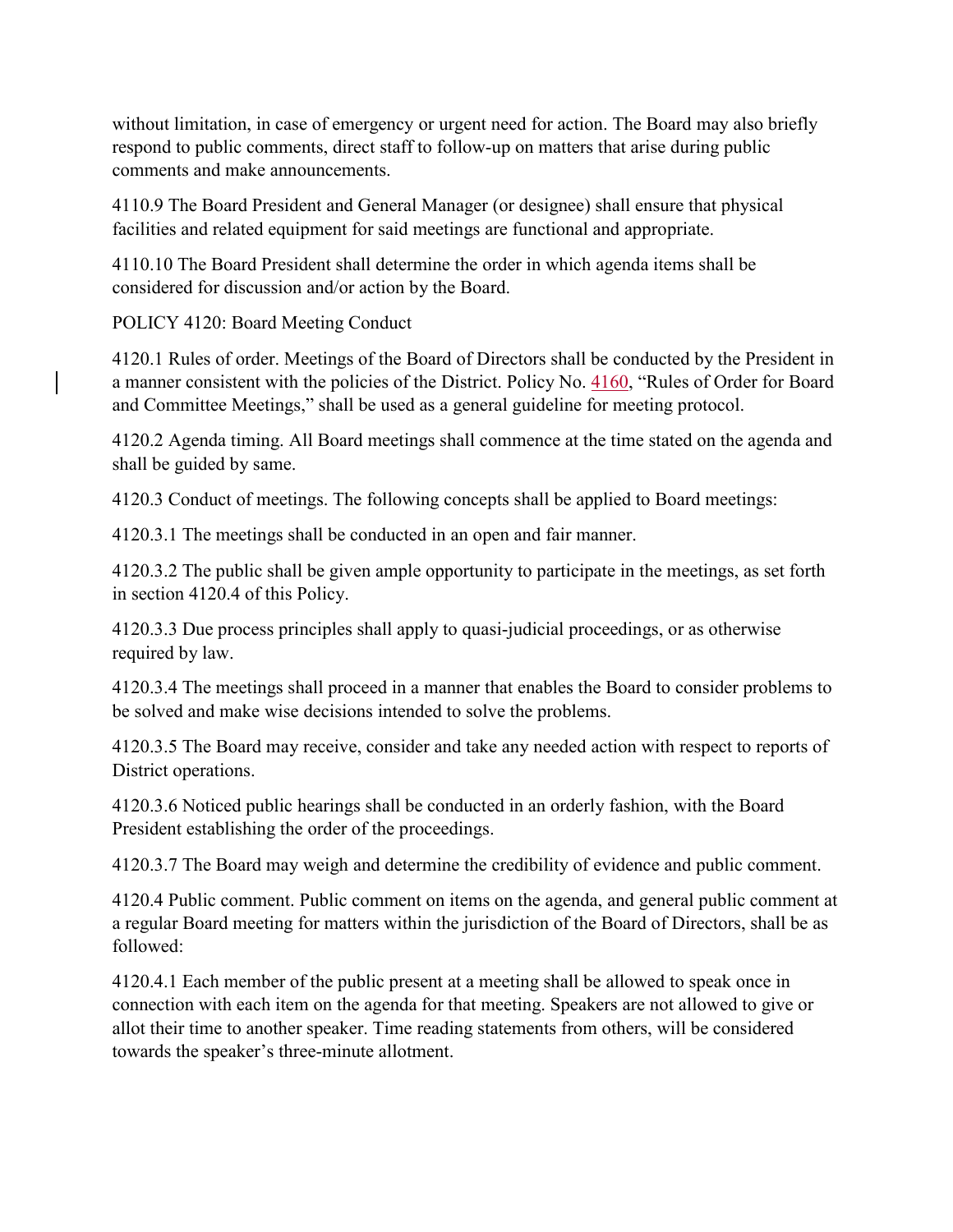without limitation, in case of emergency or urgent need for action. The Board may also briefly respond to public comments, direct staff to follow-up on matters that arise during public comments and make announcements.

4110.9 The Board President and General Manager (or designee) shall ensure that physical facilities and related equipment for said meetings are functional and appropriate.

4110.10 The Board President shall determine the order in which agenda items shall be considered for discussion and/or action by the Board.

## POLICY 4120: Board Meeting Conduct

4120.1 Rules of order. Meetings of the Board of Directors shall be conducted by the President in a manner consistent with the policies of the District. Policy No. 4160, "Rules of Order for Board and Committee Meetings," shall be used as a general guideline for meeting protocol.

4120.2 Agenda timing. All Board meetings shall commence at the time stated on the agenda and shall be guided by same.

4120.3 Conduct of meetings. The following concepts shall be applied to Board meetings:

4120.3.1 The meetings shall be conducted in an open and fair manner.

4120.3.2 The public shall be given ample opportunity to participate in the meetings, as set forth in section 4120.4 of this Policy.

4120.3.3 Due process principles shall apply to quasi-judicial proceedings, or as otherwise required by law.

4120.3.4 The meetings shall proceed in a manner that enables the Board to consider problems to be solved and make wise decisions intended to solve the problems.

4120.3.5 The Board may receive, consider and take any needed action with respect to reports of District operations.

4120.3.6 Noticed public hearings shall be conducted in an orderly fashion, with the Board President establishing the order of the proceedings.

4120.3.7 The Board may weigh and determine the credibility of evidence and public comment.

4120.4 Public comment. Public comment on items on the agenda, and general public comment at a regular Board meeting for matters within the jurisdiction of the Board of Directors, shall be as followed:

4120.4.1 Each member of the public present at a meeting shall be allowed to speak once in connection with each item on the agenda for that meeting. Speakers are not allowed to give or allot their time to another speaker. Time reading statements from others, will be considered towards the speaker's three-minute allotment.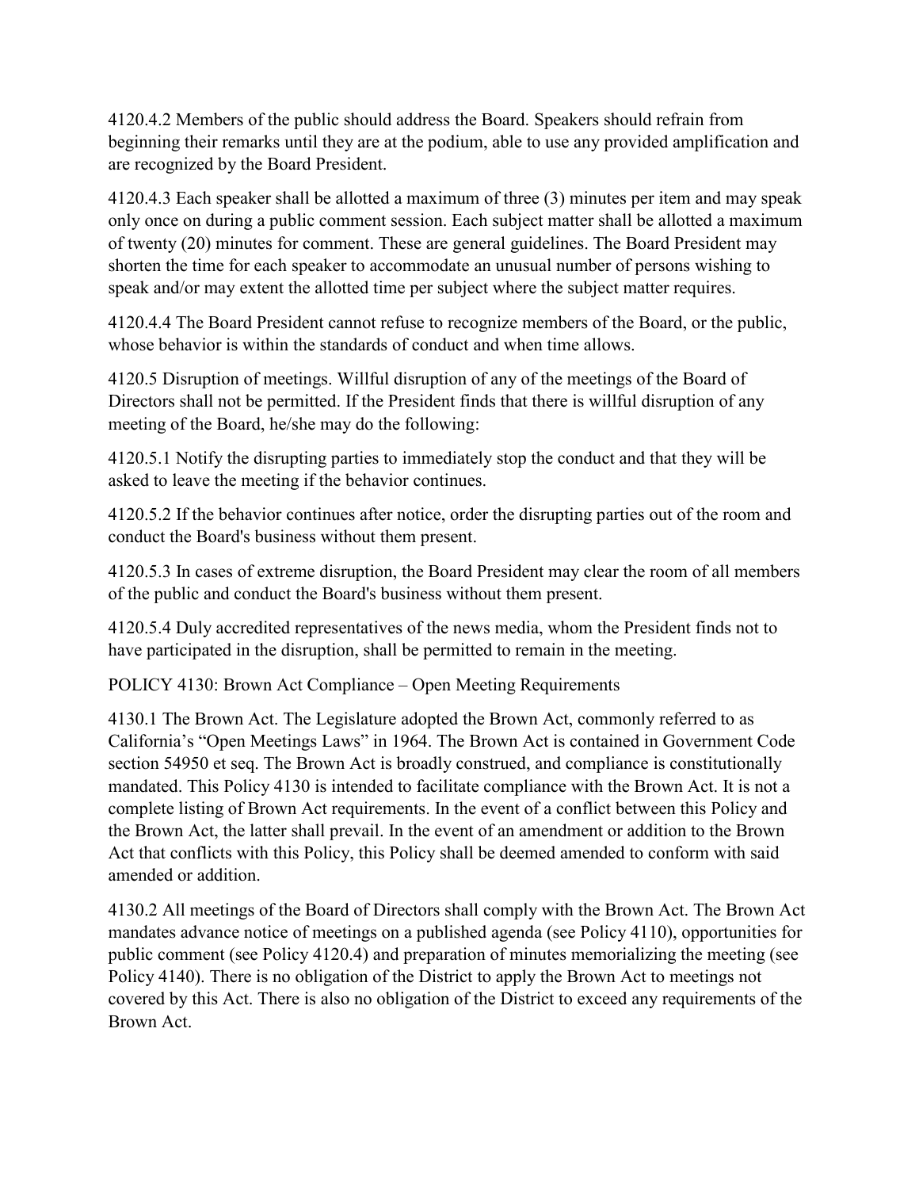4120.4.2 Members of the public should address the Board. Speakers should refrain from beginning their remarks until they are at the podium, able to use any provided amplification and are recognized by the Board President.

4120.4.3 Each speaker shall be allotted a maximum of three (3) minutes per item and may speak only once on during a public comment session. Each subject matter shall be allotted a maximum of twenty (20) minutes for comment. These are general guidelines. The Board President may shorten the time for each speaker to accommodate an unusual number of persons wishing to speak and/or may extent the allotted time per subject where the subject matter requires.

4120.4.4 The Board President cannot refuse to recognize members of the Board, or the public, whose behavior is within the standards of conduct and when time allows.

4120.5 Disruption of meetings. Willful disruption of any of the meetings of the Board of Directors shall not be permitted. If the President finds that there is willful disruption of any meeting of the Board, he/she may do the following:

4120.5.1 Notify the disrupting parties to immediately stop the conduct and that they will be asked to leave the meeting if the behavior continues.

4120.5.2 If the behavior continues after notice, order the disrupting parties out of the room and conduct the Board's business without them present.

4120.5.3 In cases of extreme disruption, the Board President may clear the room of all members of the public and conduct the Board's business without them present.

4120.5.4 Duly accredited representatives of the news media, whom the President finds not to have participated in the disruption, shall be permitted to remain in the meeting.

## POLICY 4130: Brown Act Compliance – Open Meeting Requirements

4130.1 The Brown Act. The Legislature adopted the Brown Act, commonly referred to as California's "Open Meetings Laws" in 1964. The Brown Act is contained in Government Code section 54950 et seq. The Brown Act is broadly construed, and compliance is constitutionally mandated. This Policy 4130 is intended to facilitate compliance with the Brown Act. It is not a complete listing of Brown Act requirements. In the event of a conflict between this Policy and the Brown Act, the latter shall prevail. In the event of an amendment or addition to the Brown Act that conflicts with this Policy, this Policy shall be deemed amended to conform with said amended or addition.

4130.2 All meetings of the Board of Directors shall comply with the Brown Act. The Brown Act mandates advance notice of meetings on a published agenda (see Policy 4110), opportunities for public comment (see Policy 4120.4) and preparation of minutes memorializing the meeting (see Policy 4140). There is no obligation of the District to apply the Brown Act to meetings not covered by this Act. There is also no obligation of the District to exceed any requirements of the Brown Act.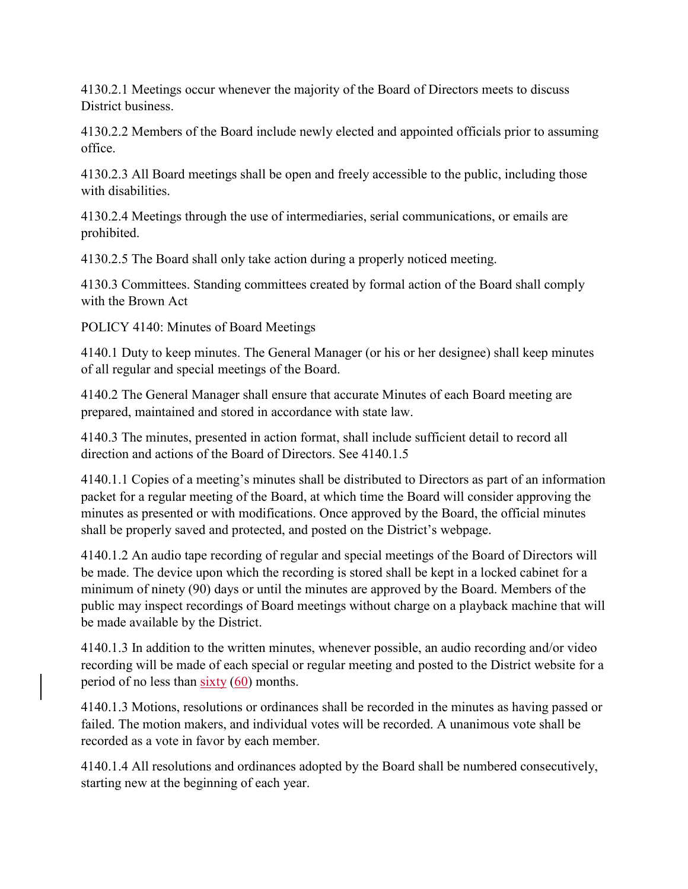4130.2.1 Meetings occur whenever the majority of the Board of Directors meets to discuss District business.

4130.2.2 Members of the Board include newly elected and appointed officials prior to assuming office.

4130.2.3 All Board meetings shall be open and freely accessible to the public, including those with disabilities.

4130.2.4 Meetings through the use of intermediaries, serial communications, or emails are prohibited.

4130.2.5 The Board shall only take action during a properly noticed meeting.

4130.3 Committees. Standing committees created by formal action of the Board shall comply with the Brown Act

POLICY 4140: Minutes of Board Meetings

4140.1 Duty to keep minutes. The General Manager (or his or her designee) shall keep minutes of all regular and special meetings of the Board.

4140.2 The General Manager shall ensure that accurate Minutes of each Board meeting are prepared, maintained and stored in accordance with state law.

4140.3 The minutes, presented in action format, shall include sufficient detail to record all direction and actions of the Board of Directors. See 4140.1.5

4140.1.1 Copies of a meeting's minutes shall be distributed to Directors as part of an information packet for a regular meeting of the Board, at which time the Board will consider approving the minutes as presented or with modifications. Once approved by the Board, the official minutes shall be properly saved and protected, and posted on the District's webpage.

4140.1.2 An audio tape recording of regular and special meetings of the Board of Directors will be made. The device upon which the recording is stored shall be kept in a locked cabinet for a minimum of ninety (90) days or until the minutes are approved by the Board. Members of the public may inspect recordings of Board meetings without charge on a playback machine that will be made available by the District.

4140.1.3 In addition to the written minutes, whenever possible, an audio recording and/or video recording will be made of each special or regular meeting and posted to the District website for a period of no less than sixty (60) months.

4140.1.3 Motions, resolutions or ordinances shall be recorded in the minutes as having passed or failed. The motion makers, and individual votes will be recorded. A unanimous vote shall be recorded as a vote in favor by each member.

4140.1.4 All resolutions and ordinances adopted by the Board shall be numbered consecutively, starting new at the beginning of each year.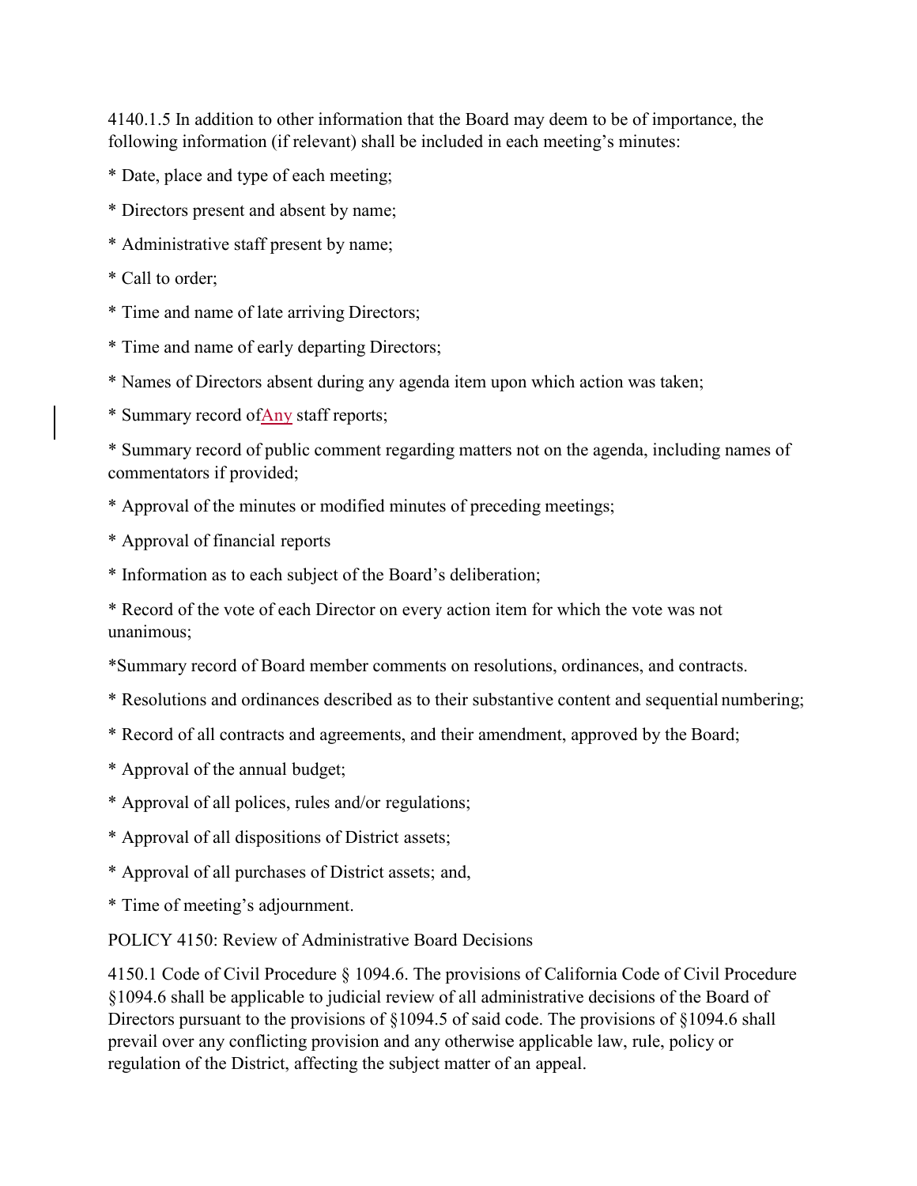4140.1.5 In addition to other information that the Board may deem to be of importance, the following information (if relevant) shall be included in each meeting's minutes:

* Date, place and type of each meeting;

* Directors present and absent by name;

* Administrative staff present by name;

* Call to order;

* Time and name of late arriving Directors;

* Time and name of early departing Directors;

* Names of Directors absent during any agenda item upon which action was taken;

* Summary record ofAny staff reports;

* Summary record of public comment regarding matters not on the agenda, including names of commentators if provided;

* Approval of the minutes or modified minutes of preceding meetings;

* Approval of financial reports

* Information as to each subject of the Board's deliberation;

* Record of the vote of each Director on every action item for which the vote was not unanimous;

*Summary record of Board member comments on resolutions, ordinances, and contracts.

* Resolutions and ordinances described as to their substantive content and sequential numbering;

* Record of all contracts and agreements, and their amendment, approved by the Board;

* Approval of the annual budget;

* Approval of all polices, rules and/or regulations;

* Approval of all dispositions of District assets;

* Approval of all purchases of District assets; and,

* Time of meeting's adjournment.

POLICY 4150: Review of Administrative Board Decisions

4150.1 Code of Civil Procedure § 1094.6. The provisions of California Code of Civil Procedure §1094.6 shall be applicable to judicial review of all administrative decisions of the Board of Directors pursuant to the provisions of §1094.5 of said code. The provisions of §1094.6 shall prevail over any conflicting provision and any otherwise applicable law, rule, policy or regulation of the District, affecting the subject matter of an appeal.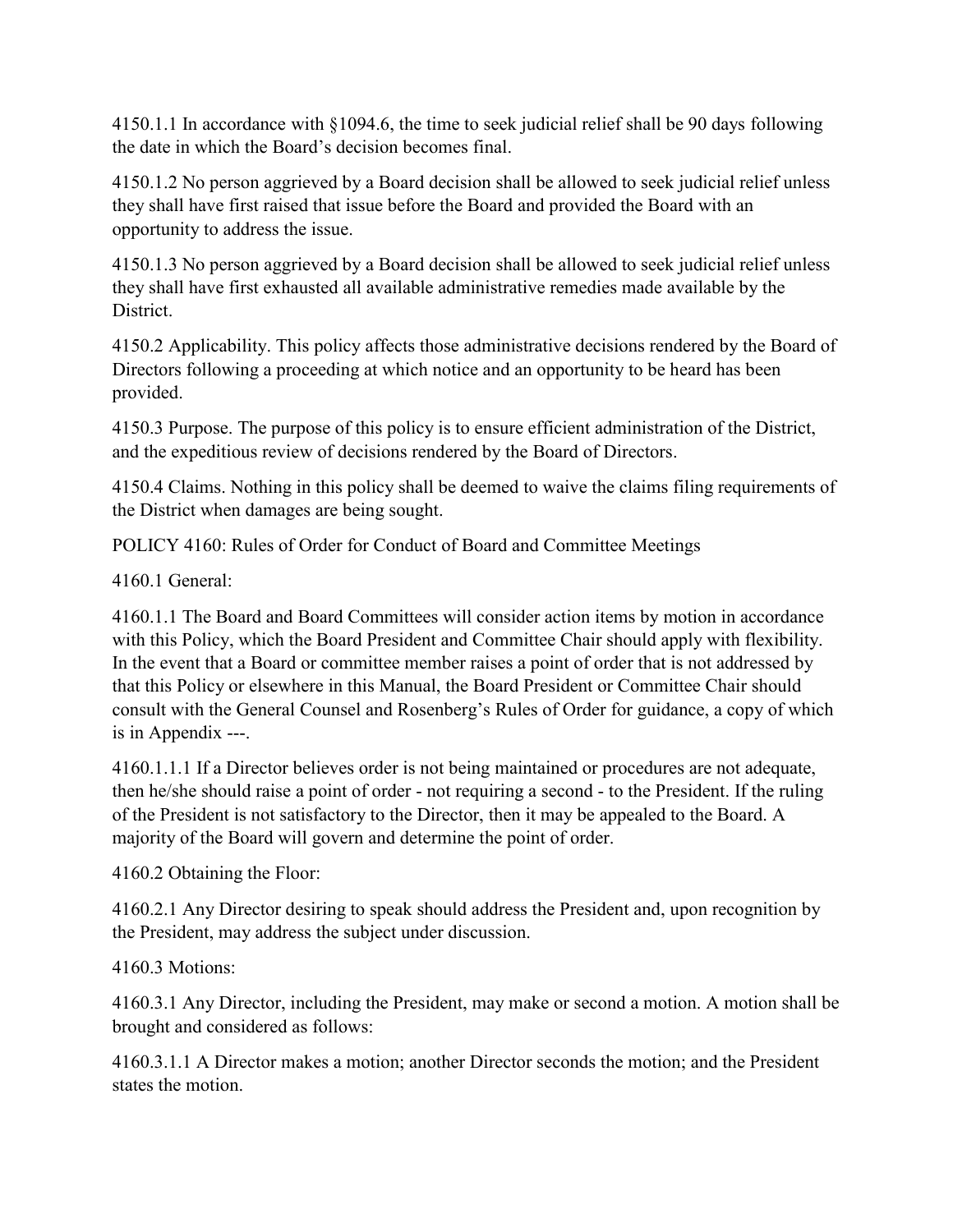4150.1.1 In accordance with §1094.6, the time to seek judicial relief shall be 90 days following the date in which the Board's decision becomes final.

4150.1.2 No person aggrieved by a Board decision shall be allowed to seek judicial relief unless they shall have first raised that issue before the Board and provided the Board with an opportunity to address the issue.

4150.1.3 No person aggrieved by a Board decision shall be allowed to seek judicial relief unless they shall have first exhausted all available administrative remedies made available by the District.

4150.2 Applicability. This policy affects those administrative decisions rendered by the Board of Directors following a proceeding at which notice and an opportunity to be heard has been provided.

4150.3 Purpose. The purpose of this policy is to ensure efficient administration of the District, and the expeditious review of decisions rendered by the Board of Directors.

4150.4 Claims. Nothing in this policy shall be deemed to waive the claims filing requirements of the District when damages are being sought.

## POLICY 4160: Rules of Order for Conduct of Board and Committee Meetings

4160.1 General:

4160.1.1 The Board and Board Committees will consider action items by motion in accordance with this Policy, which the Board President and Committee Chair should apply with flexibility. In the event that a Board or committee member raises a point of order that is not addressed by that this Policy or elsewhere in this Manual, the Board President or Committee Chair should consult with the General Counsel and Rosenberg's Rules of Order for guidance, a copy of which is in Appendix ---.

4160.1.1.1 If a Director believes order is not being maintained or procedures are not adequate, then he/she should raise a point of order - not requiring a second - to the President. If the ruling of the President is not satisfactory to the Director, then it may be appealed to the Board. A majority of the Board will govern and determine the point of order.

4160.2 Obtaining the Floor:

4160.2.1 Any Director desiring to speak should address the President and, upon recognition by the President, may address the subject under discussion.

4160.3 Motions:

4160.3.1 Any Director, including the President, may make or second a motion. A motion shall be brought and considered as follows:

4160.3.1.1 A Director makes a motion; another Director seconds the motion; and the President states the motion.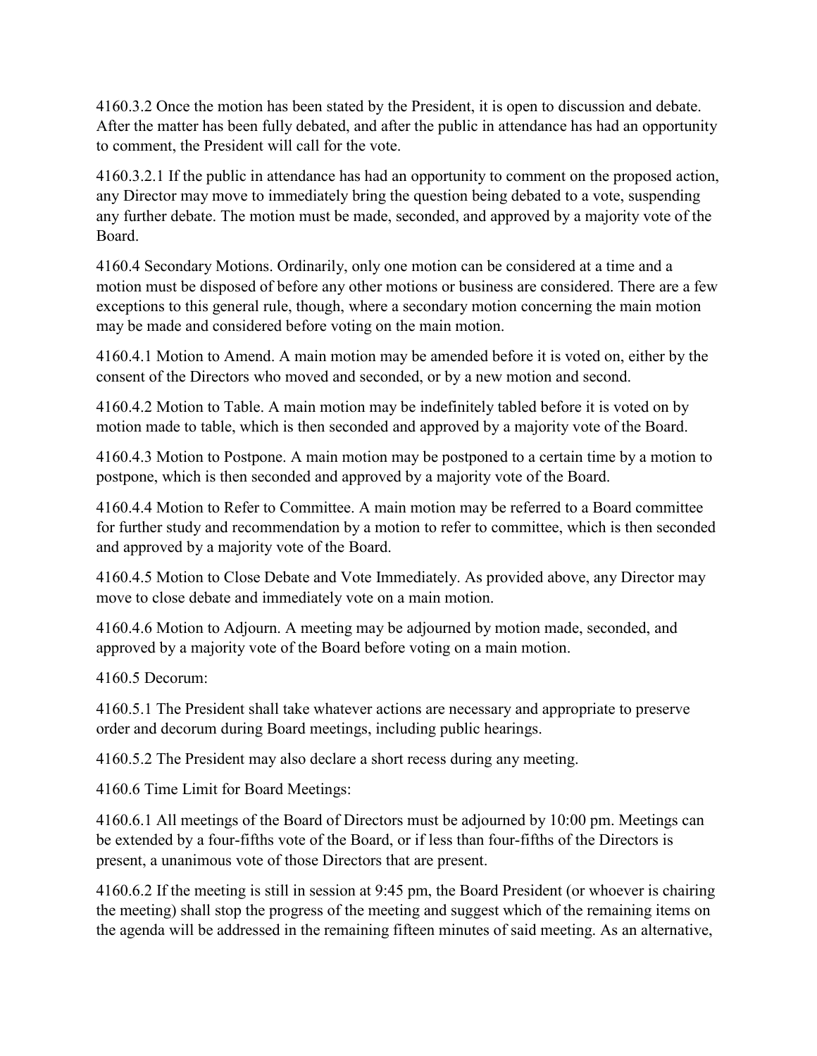4160.3.2 Once the motion has been stated by the President, it is open to discussion and debate. After the matter has been fully debated, and after the public in attendance has had an opportunity to comment, the President will call for the vote.

4160.3.2.1 If the public in attendance has had an opportunity to comment on the proposed action, any Director may move to immediately bring the question being debated to a vote, suspending any further debate. The motion must be made, seconded, and approved by a majority vote of the Board.

4160.4 Secondary Motions. Ordinarily, only one motion can be considered at a time and a motion must be disposed of before any other motions or business are considered. There are a few exceptions to this general rule, though, where a secondary motion concerning the main motion may be made and considered before voting on the main motion.

4160.4.1 Motion to Amend. A main motion may be amended before it is voted on, either by the consent of the Directors who moved and seconded, or by a new motion and second.

4160.4.2 Motion to Table. A main motion may be indefinitely tabled before it is voted on by motion made to table, which is then seconded and approved by a majority vote of the Board.

4160.4.3 Motion to Postpone. A main motion may be postponed to a certain time by a motion to postpone, which is then seconded and approved by a majority vote of the Board.

4160.4.4 Motion to Refer to Committee. A main motion may be referred to a Board committee for further study and recommendation by a motion to refer to committee, which is then seconded and approved by a majority vote of the Board.

4160.4.5 Motion to Close Debate and Vote Immediately. As provided above, any Director may move to close debate and immediately vote on a main motion.

4160.4.6 Motion to Adjourn. A meeting may be adjourned by motion made, seconded, and approved by a majority vote of the Board before voting on a main motion.

4160.5 Decorum:

4160.5.1 The President shall take whatever actions are necessary and appropriate to preserve order and decorum during Board meetings, including public hearings.

4160.5.2 The President may also declare a short recess during any meeting.

4160.6 Time Limit for Board Meetings:

4160.6.1 All meetings of the Board of Directors must be adjourned by 10:00 pm. Meetings can be extended by a four-fifths vote of the Board, or if less than four-fifths of the Directors is present, a unanimous vote of those Directors that are present.

4160.6.2 If the meeting is still in session at 9:45 pm, the Board President (or whoever is chairing the meeting) shall stop the progress of the meeting and suggest which of the remaining items on the agenda will be addressed in the remaining fifteen minutes of said meeting. As an alternative,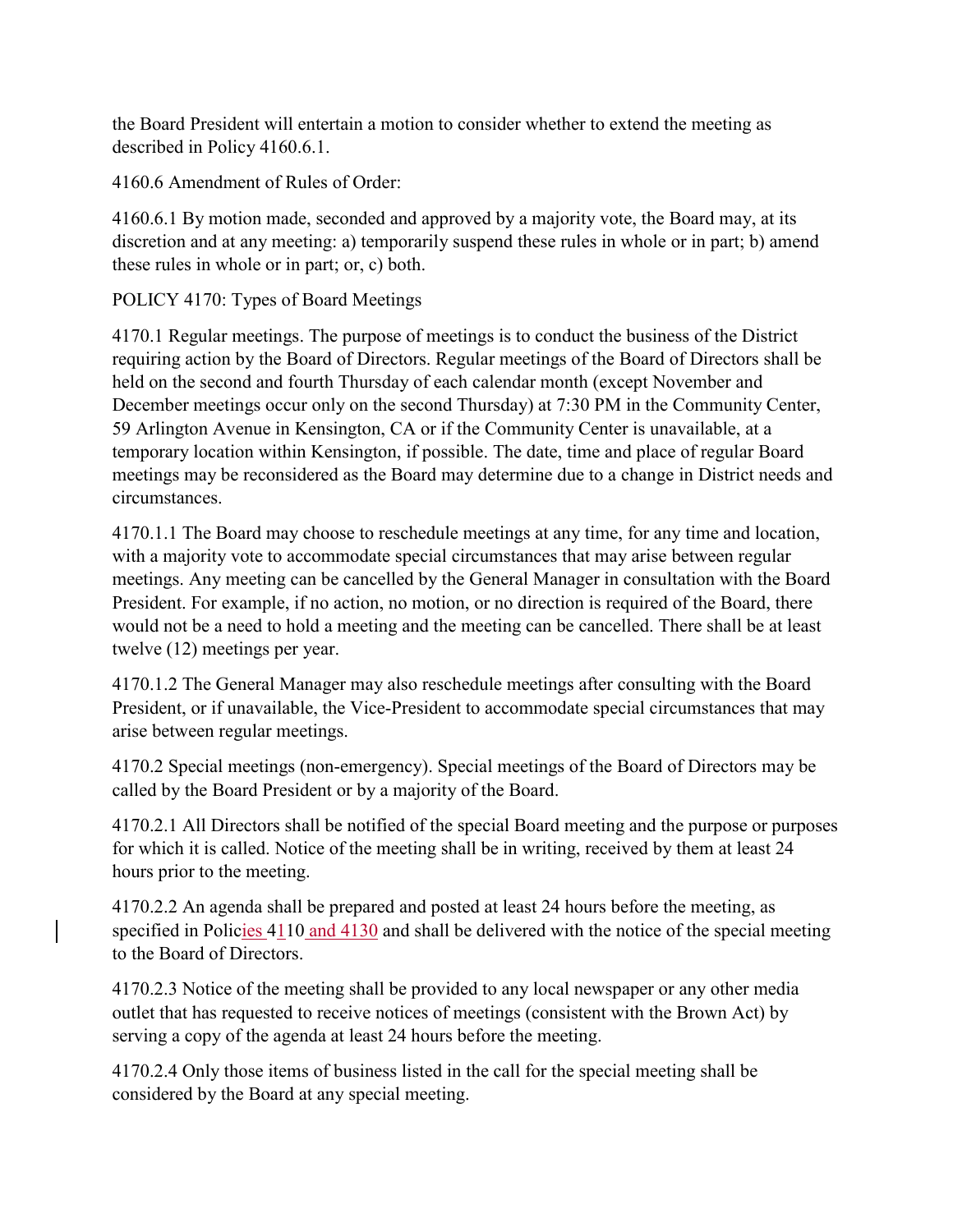the Board President will entertain a motion to consider whether to extend the meeting as described in Policy 4160.6.1.

4160.6 Amendment of Rules of Order:

4160.6.1 By motion made, seconded and approved by a majority vote, the Board may, at its discretion and at any meeting: a) temporarily suspend these rules in whole or in part; b) amend these rules in whole or in part; or, c) both.

POLICY 4170: Types of Board Meetings

4170.1 Regular meetings. The purpose of meetings is to conduct the business of the District requiring action by the Board of Directors. Regular meetings of the Board of Directors shall be held on the second and fourth Thursday of each calendar month (except November and December meetings occur only on the second Thursday) at 7:30 PM in the Community Center, 59 Arlington Avenue in Kensington, CA or if the Community Center is unavailable, at a temporary location within Kensington, if possible. The date, time and place of regular Board meetings may be reconsidered as the Board may determine due to a change in District needs and circumstances.

4170.1.1 The Board may choose to reschedule meetings at any time, for any time and location, with a majority vote to accommodate special circumstances that may arise between regular meetings. Any meeting can be cancelled by the General Manager in consultation with the Board President. For example, if no action, no motion, or no direction is required of the Board, there would not be a need to hold a meeting and the meeting can be cancelled. There shall be at least twelve (12) meetings per year.

4170.1.2 The General Manager may also reschedule meetings after consulting with the Board President, or if unavailable, the Vice-President to accommodate special circumstances that may arise between regular meetings.

4170.2 Special meetings (non-emergency). Special meetings of the Board of Directors may be called by the Board President or by a majority of the Board.

4170.2.1 All Directors shall be notified of the special Board meeting and the purpose or purposes for which it is called. Notice of the meeting shall be in writing, received by them at least 24 hours prior to the meeting.

4170.2.2 An agenda shall be prepared and posted at least 24 hours before the meeting, as specified in Policies 4110 and 4130 and shall be delivered with the notice of the special meeting to the Board of Directors.

4170.2.3 Notice of the meeting shall be provided to any local newspaper or any other media outlet that has requested to receive notices of meetings (consistent with the Brown Act) by serving a copy of the agenda at least 24 hours before the meeting.

4170.2.4 Only those items of business listed in the call for the special meeting shall be considered by the Board at any special meeting.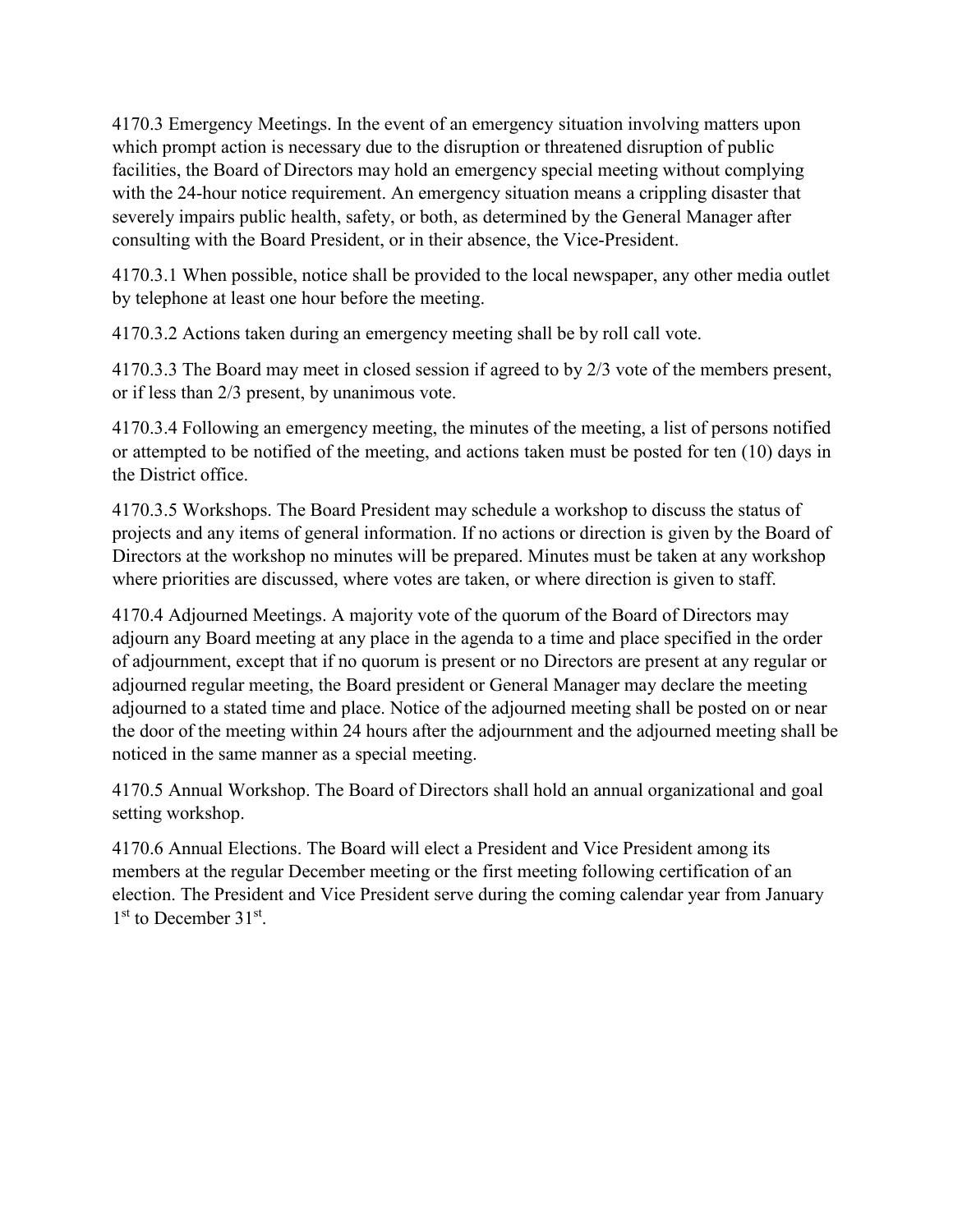4170.3 Emergency Meetings. In the event of an emergency situation involving matters upon which prompt action is necessary due to the disruption or threatened disruption of public facilities, the Board of Directors may hold an emergency special meeting without complying with the 24-hour notice requirement. An emergency situation means a crippling disaster that severely impairs public health, safety, or both, as determined by the General Manager after consulting with the Board President, or in their absence, the Vice-President.

4170.3.1 When possible, notice shall be provided to the local newspaper, any other media outlet by telephone at least one hour before the meeting.

4170.3.2 Actions taken during an emergency meeting shall be by roll call vote.

4170.3.3 The Board may meet in closed session if agreed to by 2/3 vote of the members present, or if less than 2/3 present, by unanimous vote.

4170.3.4 Following an emergency meeting, the minutes of the meeting, a list of persons notified or attempted to be notified of the meeting, and actions taken must be posted for ten (10) days in the District office.

4170.3.5 Workshops. The Board President may schedule a workshop to discuss the status of projects and any items of general information. If no actions or direction is given by the Board of Directors at the workshop no minutes will be prepared. Minutes must be taken at any workshop where priorities are discussed, where votes are taken, or where direction is given to staff.

4170.4 Adjourned Meetings. A majority vote of the quorum of the Board of Directors may adjourn any Board meeting at any place in the agenda to a time and place specified in the order of adjournment, except that if no quorum is present or no Directors are present at any regular or adjourned regular meeting, the Board president or General Manager may declare the meeting adjourned to a stated time and place. Notice of the adjourned meeting shall be posted on or near the door of the meeting within 24 hours after the adjournment and the adjourned meeting shall be noticed in the same manner as a special meeting.

4170.5 Annual Workshop. The Board of Directors shall hold an annual organizational and goal setting workshop.

4170.6 Annual Elections. The Board will elect a President and Vice President among its members at the regular December meeting or the first meeting following certification of an election. The President and Vice President serve during the coming calendar year from January 1st to December 31st.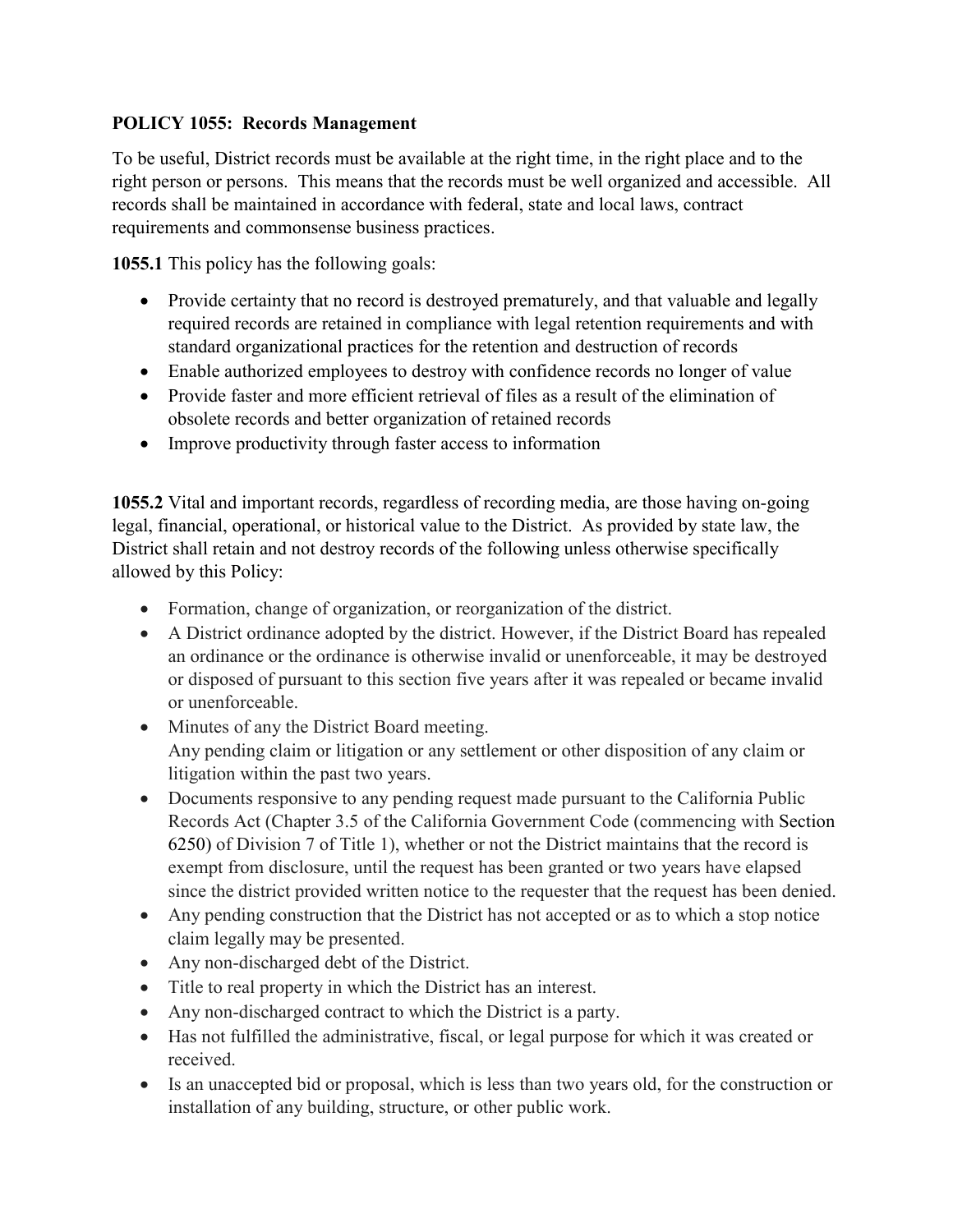**POLICY 1055: Records Management**

To be useful, District records must be available at the right time, in the right place and to the right person or persons. This means that the records must be well organized and accessible. All records shall be maintained in accordance with federal, state and local laws, contract requirements and commonsense business practices.

**1055.1** This policy has the following goals:

- Provide certainty that no record is destroyed prematurely, and that valuable and legally required records are retained in compliance with legal retention requirements and with standard organizational practices for the retention and destruction of records
- Enable authorized employees to destroy with confidence records no longer of value
- Provide faster and more efficient retrieval of files as a result of the elimination of obsolete records and better organization of retained records
- Improve productivity through faster access to information

**1055.2** Vital and important records, regardless of recording media, are those having on-going legal, financial, operational, or historical value to the District. As provided by state law, the District shall retain and not destroy records of the following unless otherwise specifically allowed by this Policy:

- Formation, change of organization, or reorganization of the district.
- A District ordinance adopted by the district. However, if the District Board has repealed an ordinance or the ordinance is otherwise invalid or unenforceable, it may be destroyed or disposed of pursuant to this section five years after it was repealed or became invalid or unenforceable.
- Minutes of any the District Board meeting.
  Any pending claim or litigation or any settlement or other disposition of any claim or litigation within the past two years.
- Documents responsive to any pending request made pursuant to the California Public Records Act (Chapter 3.5 of the California Government Code (commencing with Section 6250) of Division 7 of Title 1), whether or not the District maintains that the record is exempt from disclosure, until the request has been granted or two years have elapsed since the district provided written notice to the requester that the request has been denied.
- Any pending construction that the District has not accepted or as to which a stop notice claim legally may be presented.
- Any non-discharged debt of the District.
- Title to real property in which the District has an interest.
- Any non-discharged contract to which the District is a party.
- Has not fulfilled the administrative, fiscal, or legal purpose for which it was created or received.
- Is an unaccepted bid or proposal, which is less than two years old, for the construction or installation of any building, structure, or other public work.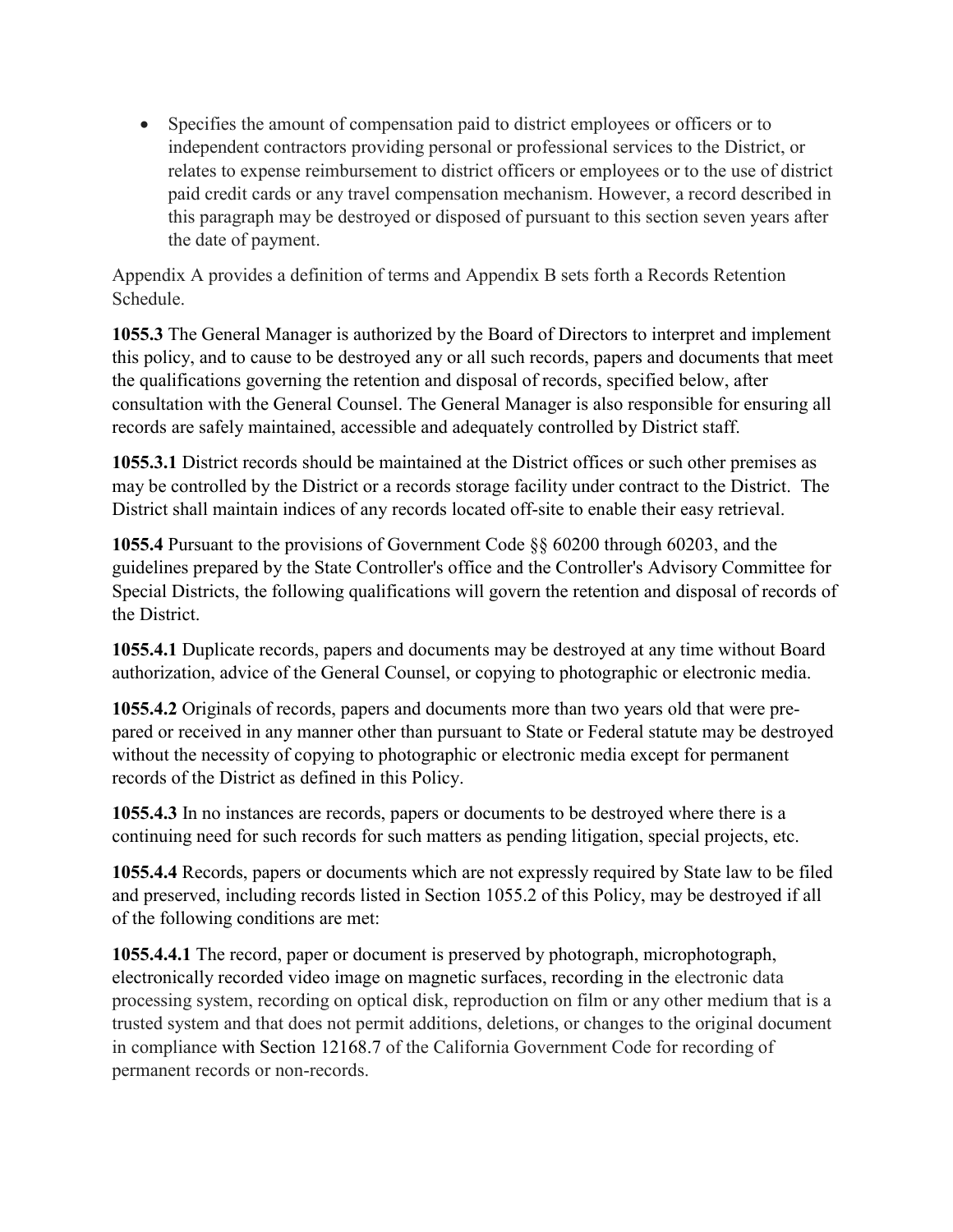- Specifies the amount of compensation paid to district employees or officers or to independent contractors providing personal or professional services to the District, or relates to expense reimbursement to district officers or employees or to the use of district paid credit cards or any travel compensation mechanism. However, a record described in this paragraph may be destroyed or disposed of pursuant to this section seven years after the date of payment.

Appendix A provides a definition of terms and Appendix B sets forth a Records Retention Schedule.

**1055.3** The General Manager is authorized by the Board of Directors to interpret and implement this policy, and to cause to be destroyed any or all such records, papers and documents that meet the qualifications governing the retention and disposal of records, specified below, after consultation with the General Counsel. The General Manager is also responsible for ensuring all records are safely maintained, accessible and adequately controlled by District staff.

**1055.3.1** District records should be maintained at the District offices or such other premises as may be controlled by the District or a records storage facility under contract to the District. The District shall maintain indices of any records located off-site to enable their easy retrieval.

**1055.4** Pursuant to the provisions of Government Code §§ 60200 through 60203, and the guidelines prepared by the State Controller's office and the Controller's Advisory Committee for Special Districts, the following qualifications will govern the retention and disposal of records of the District.

**1055.4.1** Duplicate records, papers and documents may be destroyed at any time without Board authorization, advice of the General Counsel, or copying to photographic or electronic media.

**1055.4.2** Originals of records, papers and documents more than two years old that were prepared or received in any manner other than pursuant to State or Federal statute may be destroyed without the necessity of copying to photographic or electronic media except for permanent records of the District as defined in this Policy.

**1055.4.3** In no instances are records, papers or documents to be destroyed where there is a continuing need for such records for such matters as pending litigation, special projects, etc.

**1055.4.4** Records, papers or documents which are not expressly required by State law to be filed and preserved, including records listed in Section 1055.2 of this Policy, may be destroyed if all of the following conditions are met:

**1055.4.4.1** The record, paper or document is preserved by photograph, microphotograph, electronically recorded video image on magnetic surfaces, recording in the electronic data processing system, recording on optical disk, reproduction on film or any other medium that is a trusted system and that does not permit additions, deletions, or changes to the original document in compliance with Section 12168.7 of the California Government Code for recording of permanent records or non-records.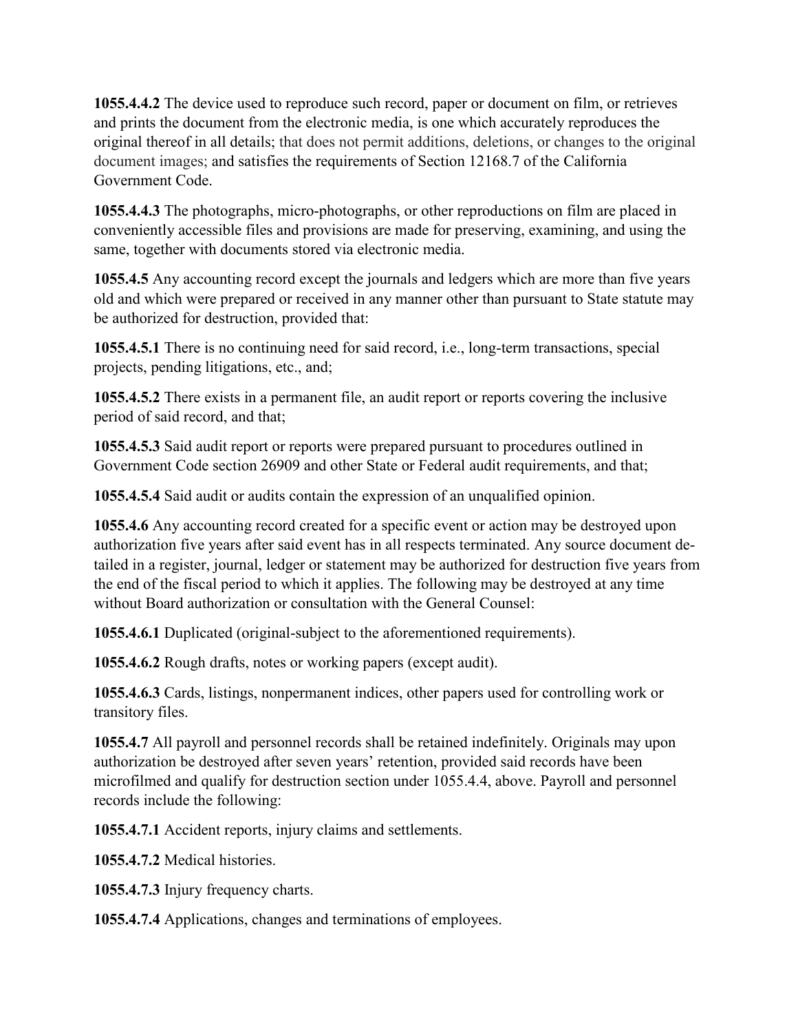**1055.4.4.2** The device used to reproduce such record, paper or document on film, or retrieves and prints the document from the electronic media, is one which accurately reproduces the original thereof in all details; that does not permit additions, deletions, or changes to the original document images; and satisfies the requirements of Section 12168.7 of the California Government Code.

**1055.4.4.3** The photographs, micro-photographs, or other reproductions on film are placed in conveniently accessible files and provisions are made for preserving, examining, and using the same, together with documents stored via electronic media.

**1055.4.5** Any accounting record except the journals and ledgers which are more than five years old and which were prepared or received in any manner other than pursuant to State statute may be authorized for destruction, provided that:

**1055.4.5.1** There is no continuing need for said record, i.e., long-term transactions, special projects, pending litigations, etc., and;

**1055.4.5.2** There exists in a permanent file, an audit report or reports covering the inclusive period of said record, and that;

**1055.4.5.3** Said audit report or reports were prepared pursuant to procedures outlined in Government Code section 26909 and other State or Federal audit requirements, and that;

**1055.4.5.4** Said audit or audits contain the expression of an unqualified opinion.

**1055.4.6** Any accounting record created for a specific event or action may be destroyed upon authorization five years after said event has in all respects terminated. Any source document detailed in a register, journal, ledger or statement may be authorized for destruction five years from the end of the fiscal period to which it applies. The following may be destroyed at any time without Board authorization or consultation with the General Counsel:

**1055.4.6.1** Duplicated (original-subject to the aforementioned requirements).

**1055.4.6.2** Rough drafts, notes or working papers (except audit).

**1055.4.6.3** Cards, listings, nonpermanent indices, other papers used for controlling work or transitory files.

**1055.4.7** All payroll and personnel records shall be retained indefinitely. Originals may upon authorization be destroyed after seven years' retention, provided said records have been microfilmed and qualify for destruction section under 1055.4.4, above. Payroll and personnel records include the following:

**1055.4.7.1** Accident reports, injury claims and settlements.

**1055.4.7.2** Medical histories.

**1055.4.7.3** Injury frequency charts.

**1055.4.7.4** Applications, changes and terminations of employees.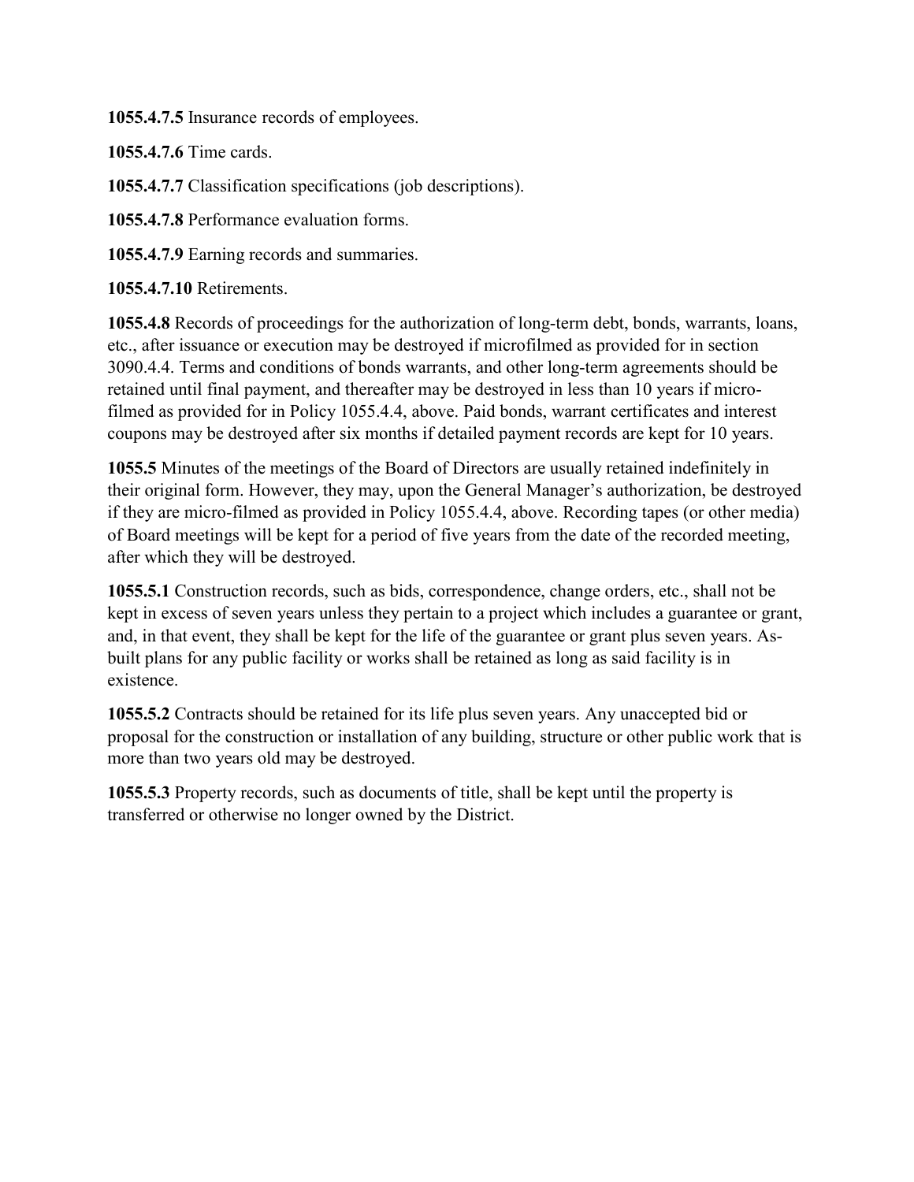**1055.4.7.5** Insurance records of employees.

**1055.4.7.6** Time cards.

**1055.4.7.7** Classification specifications (job descriptions).

**1055.4.7.8** Performance evaluation forms.

**1055.4.7.9** Earning records and summaries.

**1055.4.7.10** Retirements.

**1055.4.8** Records of proceedings for the authorization of long-term debt, bonds, warrants, loans, etc., after issuance or execution may be destroyed if microfilmed as provided for in section 3090.4.4. Terms and conditions of bonds warrants, and other long-term agreements should be retained until final payment, and thereafter may be destroyed in less than 10 years if micro-filmed as provided for in Policy 1055.4.4, above. Paid bonds, warrant certificates and interest coupons may be destroyed after six months if detailed payment records are kept for 10 years.

**1055.5** Minutes of the meetings of the Board of Directors are usually retained indefinitely in their original form. However, they may, upon the General Manager's authorization, be destroyed if they are micro-filmed as provided in Policy 1055.4.4, above. Recording tapes (or other media) of Board meetings will be kept for a period of five years from the date of the recorded meeting, after which they will be destroyed.

**1055.5.1** Construction records, such as bids, correspondence, change orders, etc., shall not be kept in excess of seven years unless they pertain to a project which includes a guarantee or grant, and, in that event, they shall be kept for the life of the guarantee or grant plus seven years. As-built plans for any public facility or works shall be retained as long as said facility is in existence.

**1055.5.2** Contracts should be retained for its life plus seven years. Any unaccepted bid or proposal for the construction or installation of any building, structure or other public work that is more than two years old may be destroyed.

**1055.5.3** Property records, such as documents of title, shall be kept until the property is transferred or otherwise no longer owned by the District.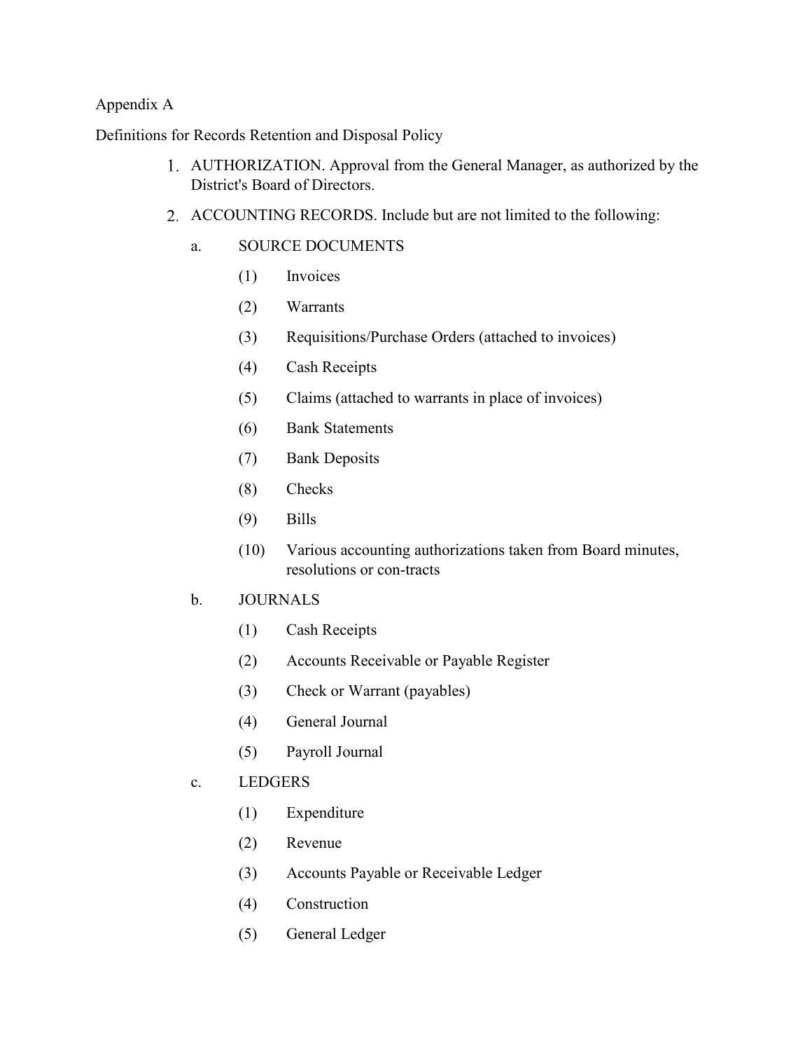Appendix A

Definitions for Records Retention and Disposal Policy

1. AUTHORIZATION. Approval from the General Manager, as authorized by the District's Board of Directors.
2. ACCOUNTING RECORDS. Include but are not limited to the following:
   - a. SOURCE DOCUMENTS
     - (1) Invoices
     - (2) Warrants
     - (3) Requisitions/Purchase Orders (attached to invoices)
     - (4) Cash Receipts
     - (5) Claims (attached to warrants in place of invoices)
     - (6) Bank Statements
     - (7) Bank Deposits
     - (8) Checks
     - (9) Bills
     - (10) Various accounting authorizations taken from Board minutes, resolutions or con-tracts
   - b. JOURNALS
     - (1) Cash Receipts
     - (2) Accounts Receivable or Payable Register
     - (3) Check or Warrant (payables)
     - (4) General Journal
     - (5) Payroll Journal
   - c. LEDGERS
     - (1) Expenditure
     - (2) Revenue
     - (3) Accounts Payable or Receivable Ledger
     - (4) Construction
     - (5) General Ledger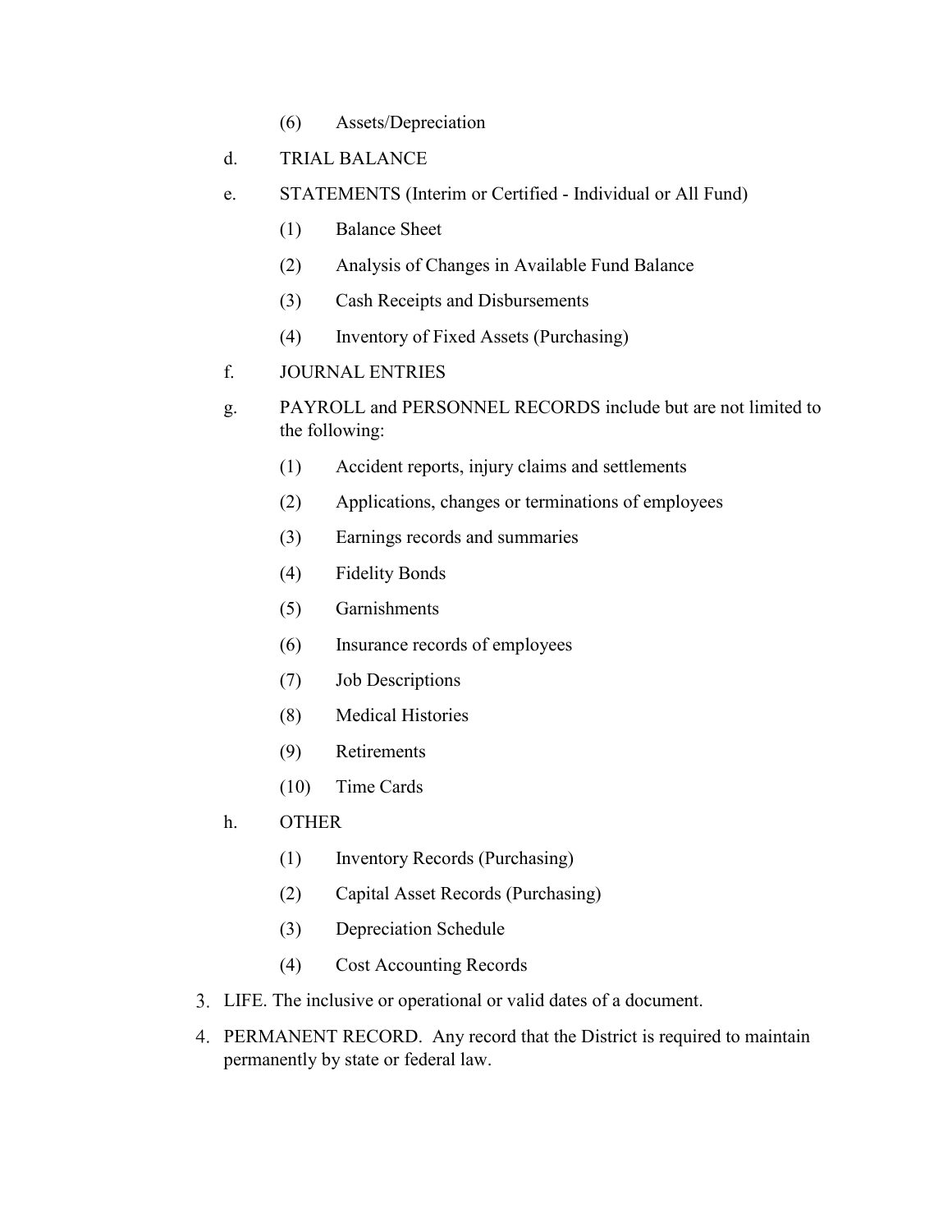(6) Assets/Depreciation

d. TRIAL BALANCE

e. STATEMENTS (Interim or Certified - Individual or All Fund)

   (1) Balance Sheet

   (2) Analysis of Changes in Available Fund Balance

   (3) Cash Receipts and Disbursements

   (4) Inventory of Fixed Assets (Purchasing)

f. JOURNAL ENTRIES

g. PAYROLL and PERSONNEL RECORDS include but are not limited to the following:

   (1) Accident reports, injury claims and settlements

   (2) Applications, changes or terminations of employees

   (3) Earnings records and summaries

   (4) Fidelity Bonds

   (5) Garnishments

   (6) Insurance records of employees

   (7) Job Descriptions

   (8) Medical Histories

   (9) Retirements

   (10) Time Cards

h. OTHER

   (1) Inventory Records (Purchasing)

   (2) Capital Asset Records (Purchasing)

   (3) Depreciation Schedule

   (4) Cost Accounting Records

3. LIFE. The inclusive or operational or valid dates of a document.

4. PERMANENT RECORD. Any record that the District is required to maintain permanently by state or federal law.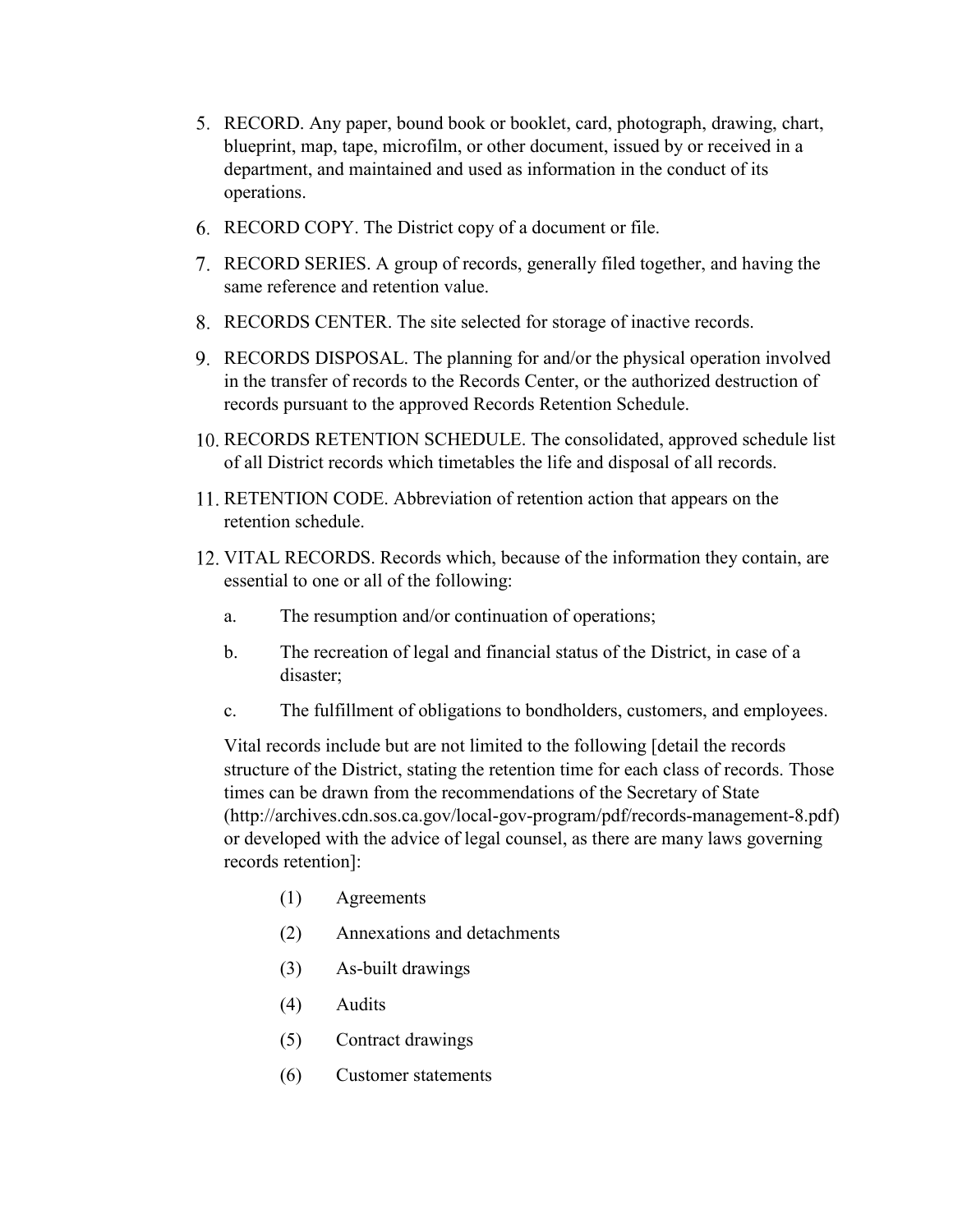5. RECORD. Any paper, bound book or booklet, card, photograph, drawing, chart, blueprint, map, tape, microfilm, or other document, issued by or received in a department, and maintained and used as information in the conduct of its operations.

6. RECORD COPY. The District copy of a document or file.

7. RECORD SERIES. A group of records, generally filed together, and having the same reference and retention value.

8. RECORDS CENTER. The site selected for storage of inactive records.

9. RECORDS DISPOSAL. The planning for and/or the physical operation involved in the transfer of records to the Records Center, or the authorized destruction of records pursuant to the approved Records Retention Schedule.

10. RECORDS RETENTION SCHEDULE. The consolidated, approved schedule list of all District records which timetables the life and disposal of all records.

11. RETENTION CODE. Abbreviation of retention action that appears on the retention schedule.

12. VITAL RECORDS. Records which, because of the information they contain, are essential to one or all of the following:

    a. The resumption and/or continuation of operations;

    b. The recreation of legal and financial status of the District, in case of a disaster;

    c. The fulfillment of obligations to bondholders, customers, and employees.

    Vital records include but are not limited to the following [detail the records structure of the District, stating the retention time for each class of records. Those times can be drawn from the recommendations of the Secretary of State (http://archives.cdn.sos.ca.gov/local-gov-program/pdf/records-management-8.pdf) or developed with the advice of legal counsel, as there are many laws governing records retention]:

    (1) Agreements

    (2) Annexations and detachments

    (3) As-built drawings

    (4) Audits

    (5) Contract drawings

    (6) Customer statements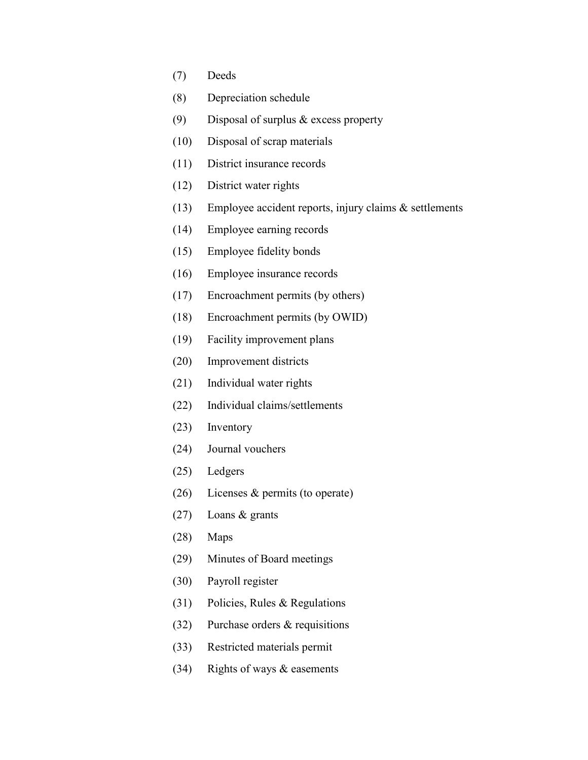(7) Deeds

(8) Depreciation schedule

(9) Disposal of surplus & excess property

(10) Disposal of scrap materials

(11) District insurance records

(12) District water rights

(13) Employee accident reports, injury claims & settlements

(14) Employee earning records

(15) Employee fidelity bonds

(16) Employee insurance records

(17) Encroachment permits (by others)

(18) Encroachment permits (by OWID)

(19) Facility improvement plans

(20) Improvement districts

(21) Individual water rights

(22) Individual claims/settlements

(23) Inventory

(24) Journal vouchers

(25) Ledgers

(26) Licenses & permits (to operate)

(27) Loans & grants

(28) Maps

(29) Minutes of Board meetings

(30) Payroll register

(31) Policies, Rules & Regulations

(32) Purchase orders & requisitions

(33) Restricted materials permit

(34) Rights of ways & easements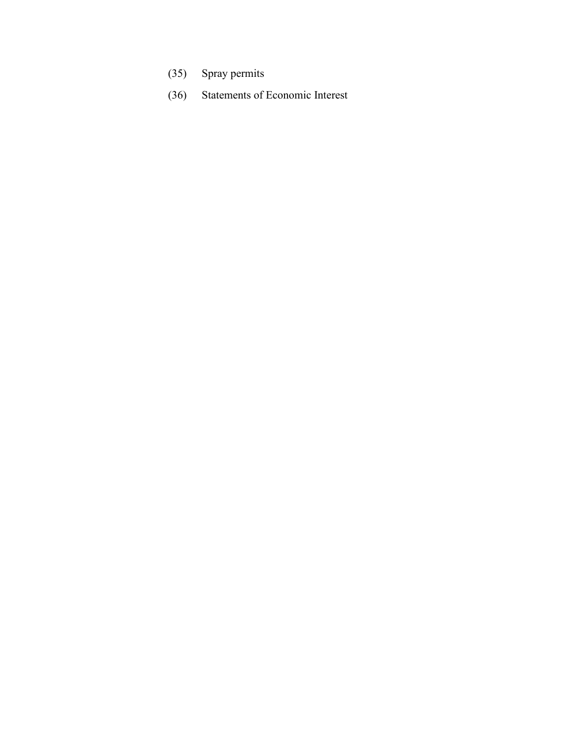(35) Spray permits

(36) Statements of Economic Interest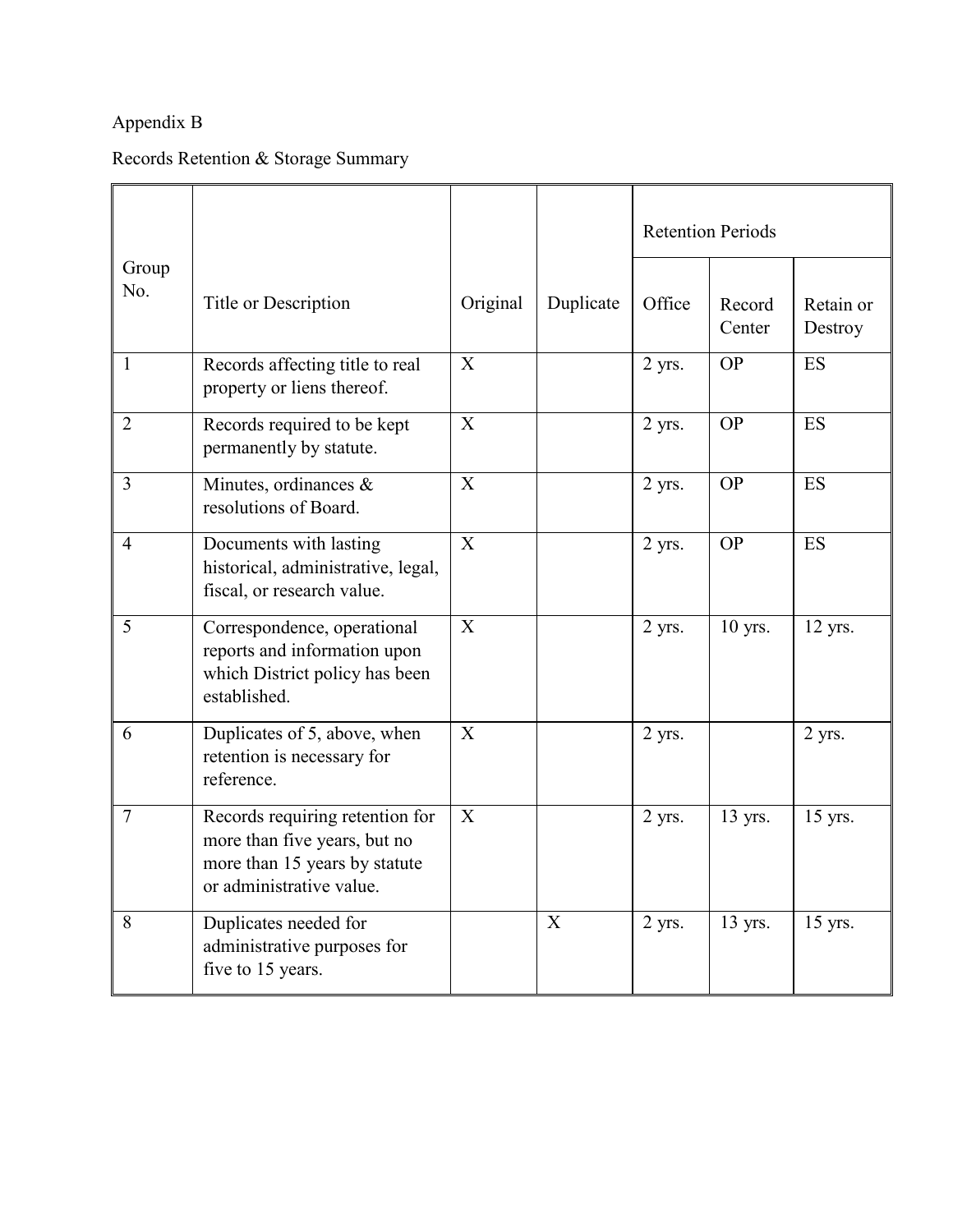Appendix B

Records Retention & Storage Summary

| Group No. | Title or Description | Original | Duplicate | Retention Periods | | |
|---|---|---|---|---|---|---|
| | | | | Office | Record Center | Retain or Destroy |
| 1 | Records affecting title to real property or liens thereof. | X | | 2 yrs. | OP | ES |
| 2 | Records required to be kept permanently by statute. | X | | 2 yrs. | OP | ES |
| 3 | Minutes, ordinances & resolutions of Board. | X | | 2 yrs. | OP | ES |
| 4 | Documents with lasting historical, administrative, legal, fiscal, or research value. | X | | 2 yrs. | OP | ES |
| 5 | Correspondence, operational reports and information upon which District policy has been established. | X | | 2 yrs. | 10 yrs. | 12 yrs. |
| 6 | Duplicates of 5, above, when retention is necessary for reference. | X | | 2 yrs. | | 2 yrs. |
| 7 | Records requiring retention for more than five years, but no more than 15 years by statute or administrative value. | X | | 2 yrs. | 13 yrs. | 15 yrs. |
| 8 | Duplicates needed for administrative purposes for five to 15 years. | | X | 2 yrs. | 13 yrs. | 15 yrs. |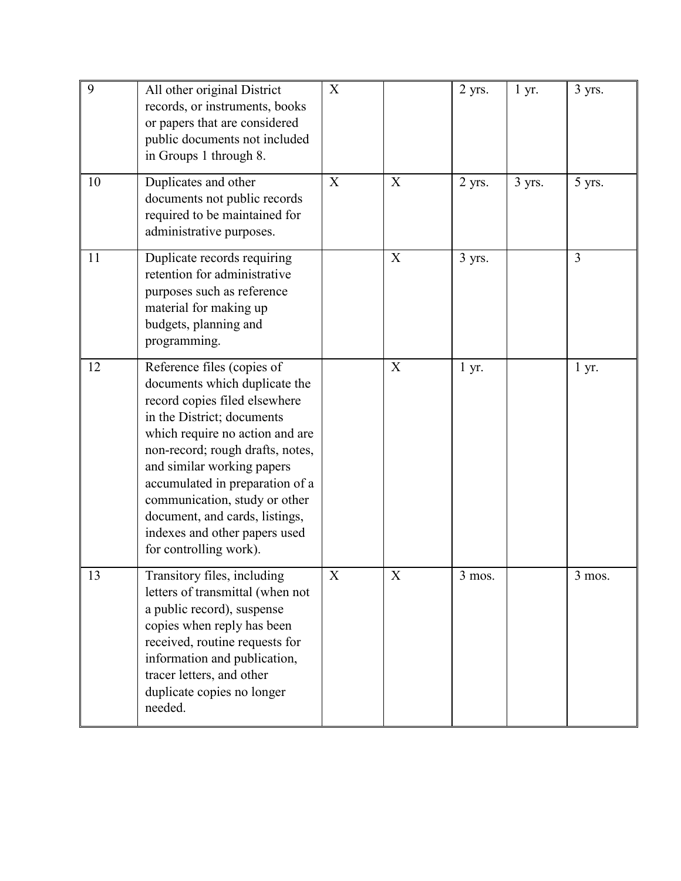| | | | | | | |
|---|---|---|---|---|---|---|
| 9 | All other original District records, or instruments, books or papers that are considered public documents not included in Groups 1 through 8. | X | | 2 yrs. | 1 yr. | 3 yrs. |
| 10 | Duplicates and other documents not public records required to be maintained for administrative purposes. | X | X | 2 yrs. | 3 yrs. | 5 yrs. |
| 11 | Duplicate records requiring retention for administrative purposes such as reference material for making up budgets, planning and programming. | | X | 3 yrs. | | 3 |
| 12 | Reference files (copies of documents which duplicate the record copies filed elsewhere in the District; documents which require no action and are non-record; rough drafts, notes, and similar working papers accumulated in preparation of a communication, study or other document, and cards, listings, indexes and other papers used for controlling work). | | X | 1 yr. | | 1 yr. |
| 13 | Transitory files, including letters of transmittal (when not a public record), suspense copies when reply has been received, routine requests for information and publication, tracer letters, and other duplicate copies no longer needed. | X | X | 3 mos. | | 3 mos. |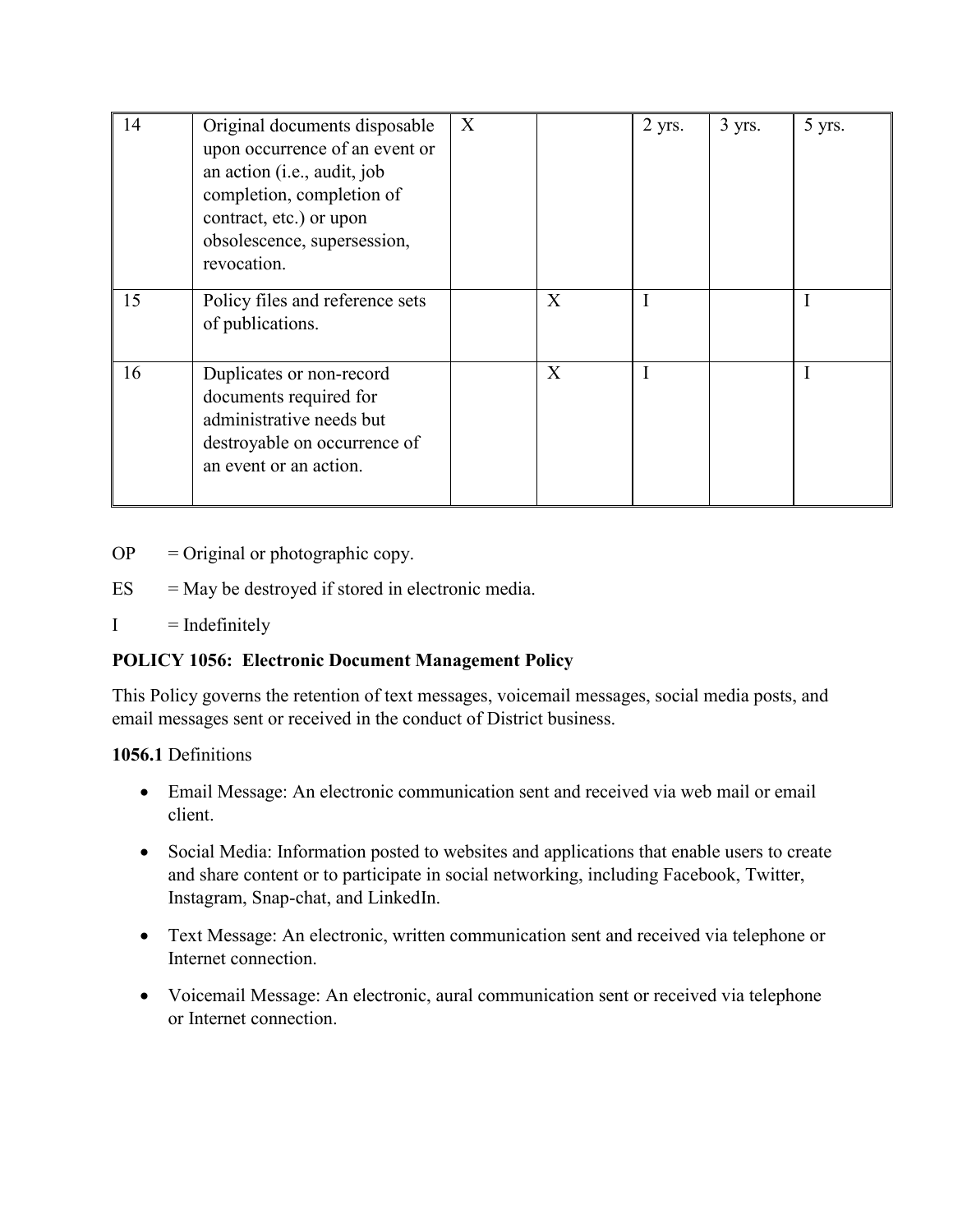| | | | | | | |
|---|---|---|---|---|---|---|
| 14 | Original documents disposable upon occurrence of an event or an action (i.e., audit, job completion, completion of contract, etc.) or upon obsolescence, supersession, revocation. | X | | 2 yrs. | 3 yrs. | 5 yrs. |
| 15 | Policy files and reference sets of publications. | | X | I | | I |
| 16 | Duplicates or non-record documents required for administrative needs but destroyable on occurrence of an event or an action. | | X | I | | I |

OP = Original or photographic copy.

ES = May be destroyed if stored in electronic media.

I = Indefinitely

**POLICY 1056: Electronic Document Management Policy**

This Policy governs the retention of text messages, voicemail messages, social media posts, and email messages sent or received in the conduct of District business.

**1056.1** Definitions

- Email Message: An electronic communication sent and received via web mail or email client.
- Social Media: Information posted to websites and applications that enable users to create and share content or to participate in social networking, including Facebook, Twitter, Instagram, Snap-chat, and LinkedIn.
- Text Message: An electronic, written communication sent and received via telephone or Internet connection.
- Voicemail Message: An electronic, aural communication sent or received via telephone or Internet connection.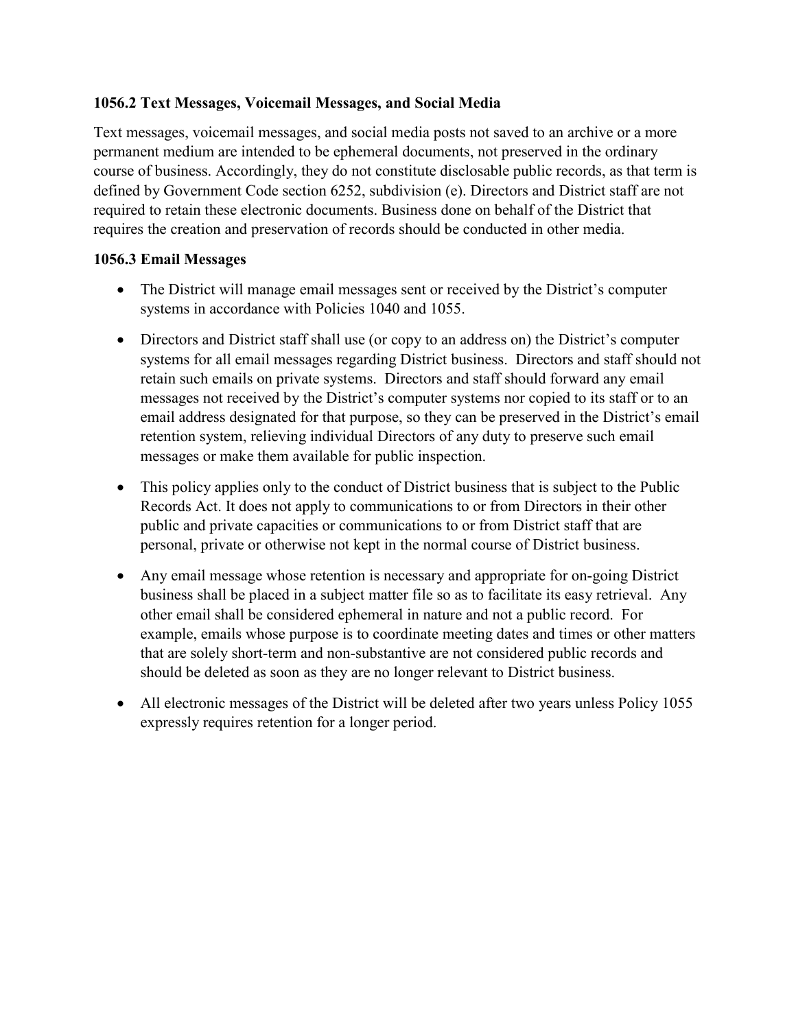### 1056.2 Text Messages, Voicemail Messages, and Social Media

Text messages, voicemail messages, and social media posts not saved to an archive or a more permanent medium are intended to be ephemeral documents, not preserved in the ordinary course of business. Accordingly, they do not constitute disclosable public records, as that term is defined by Government Code section 6252, subdivision (e). Directors and District staff are not required to retain these electronic documents. Business done on behalf of the District that requires the creation and preservation of records should be conducted in other media.

### 1056.3 Email Messages

- The District will manage email messages sent or received by the District's computer systems in accordance with Policies 1040 and 1055.
- Directors and District staff shall use (or copy to an address on) the District's computer systems for all email messages regarding District business. Directors and staff should not retain such emails on private systems. Directors and staff should forward any email messages not received by the District's computer systems nor copied to its staff or to an email address designated for that purpose, so they can be preserved in the District's email retention system, relieving individual Directors of any duty to preserve such email messages or make them available for public inspection.
- This policy applies only to the conduct of District business that is subject to the Public Records Act. It does not apply to communications to or from Directors in their other public and private capacities or communications to or from District staff that are personal, private or otherwise not kept in the normal course of District business.
- Any email message whose retention is necessary and appropriate for on-going District business shall be placed in a subject matter file so as to facilitate its easy retrieval. Any other email shall be considered ephemeral in nature and not a public record. For example, emails whose purpose is to coordinate meeting dates and times or other matters that are solely short-term and non-substantive are not considered public records and should be deleted as soon as they are no longer relevant to District business.
- All electronic messages of the District will be deleted after two years unless Policy 1055 expressly requires retention for a longer period.